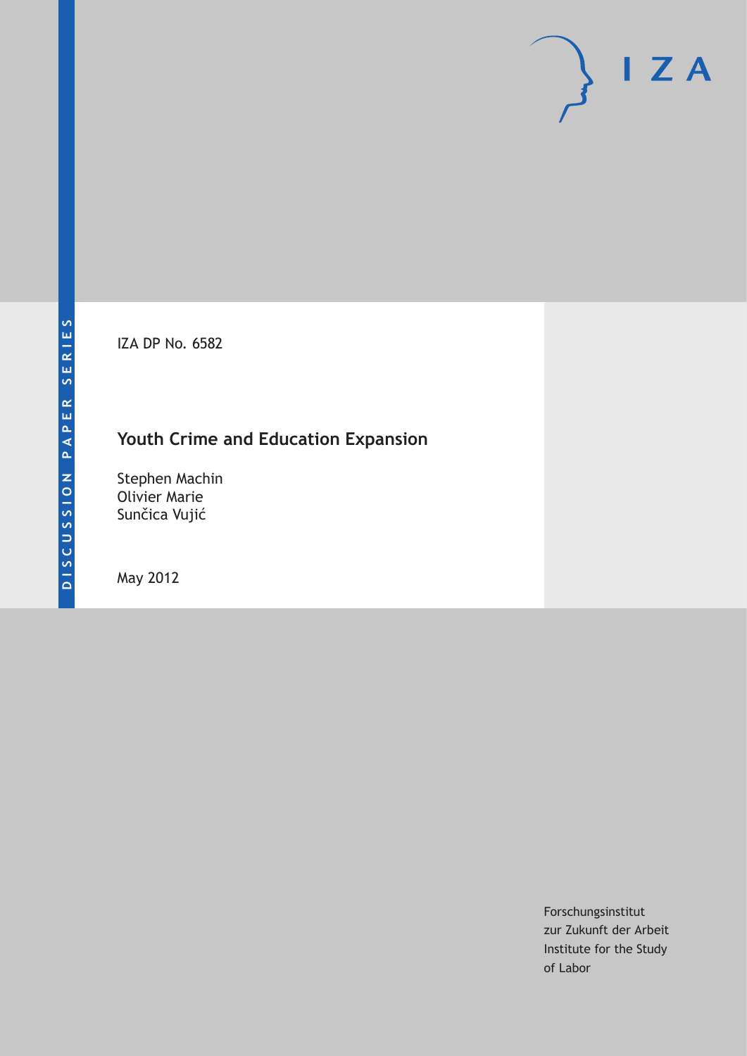DISCUSSION PAPER SERIES

IZA DP No. 6582

# Youth Crime and Education Expansion

Stephen Machin
Olivier Marie
Sunčica Vujić

May 2012

Forschungsinstitut
zur Zukunft der Arbeit
Institute for the Study
of Labor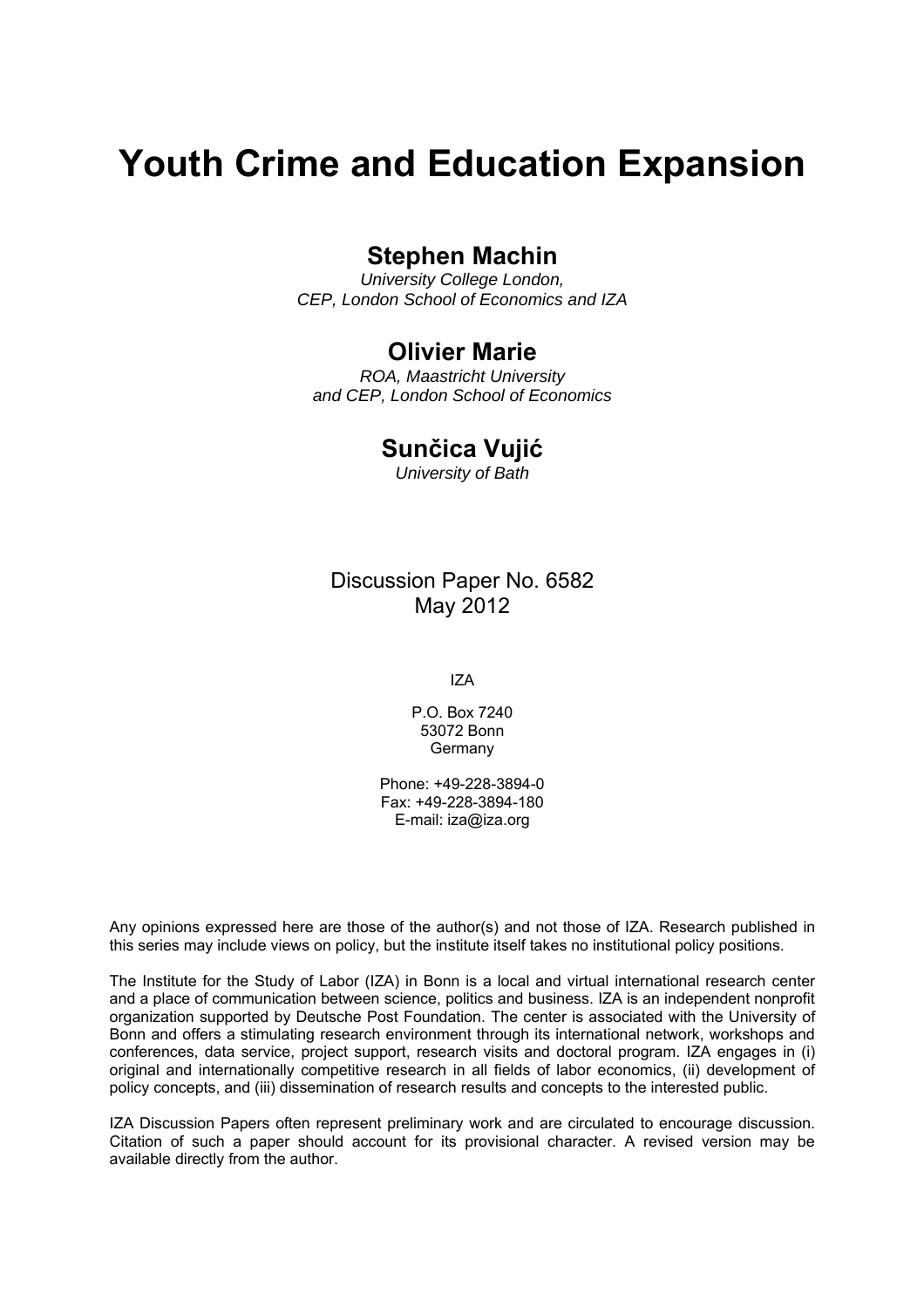# Youth Crime and Education Expansion

## Stephen Machin

*University College London,*
*CEP, London School of Economics and IZA*

## Olivier Marie

*ROA, Maastricht University*
*and CEP, London School of Economics*

## Sunčica Vujić

*University of Bath*

Discussion Paper No. 6582
May 2012

IZA

P.O. Box 7240
53072 Bonn
Germany

Phone: +49-228-3894-0
Fax: +49-228-3894-180
E-mail: iza@iza.org

Any opinions expressed here are those of the author(s) and not those of IZA. Research published in this series may include views on policy, but the institute itself takes no institutional policy positions.

The Institute for the Study of Labor (IZA) in Bonn is a local and virtual international research center and a place of communication between science, politics and business. IZA is an independent nonprofit organization supported by Deutsche Post Foundation. The center is associated with the University of Bonn and offers a stimulating research environment through its international network, workshops and conferences, data service, project support, research visits and doctoral program. IZA engages in (i) original and internationally competitive research in all fields of labor economics, (ii) development of policy concepts, and (iii) dissemination of research results and concepts to the interested public.

IZA Discussion Papers often represent preliminary work and are circulated to encourage discussion. Citation of such a paper should account for its provisional character. A revised version may be available directly from the author.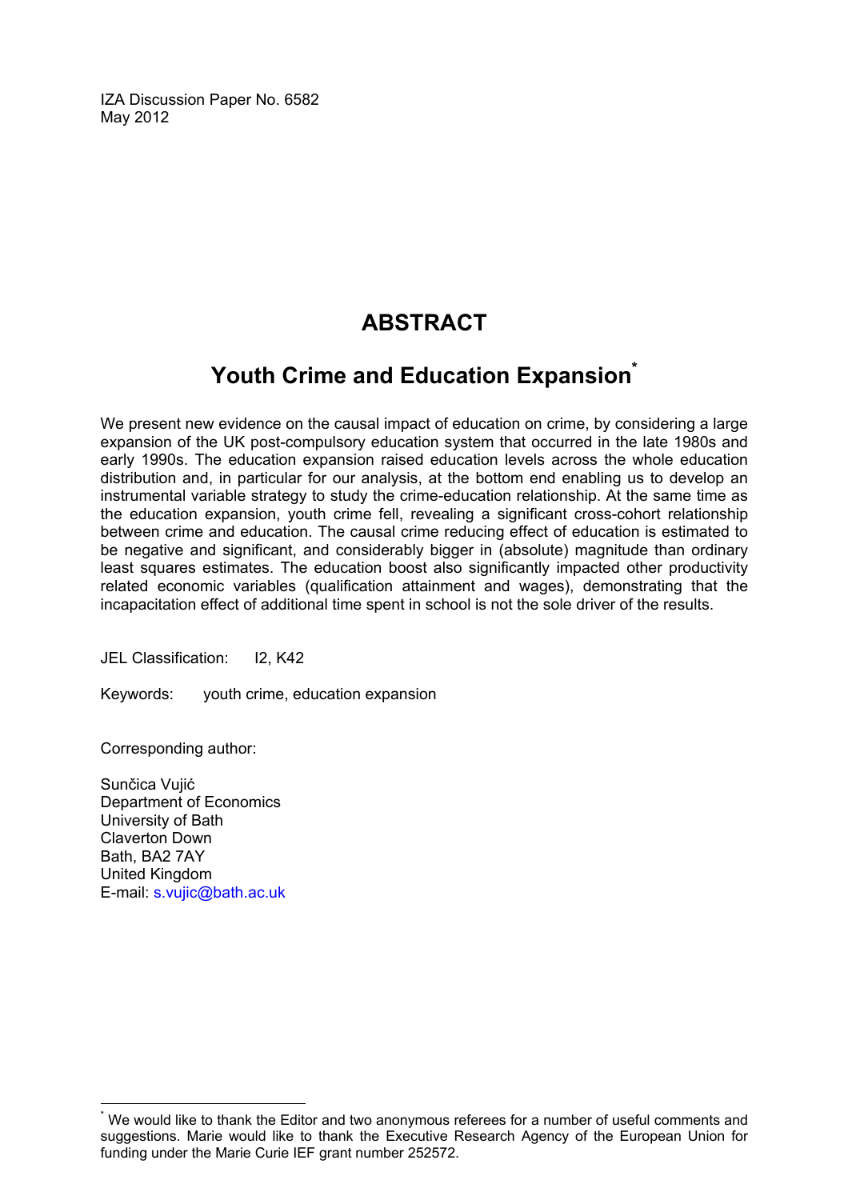IZA Discussion Paper No. 6582
May 2012

# ABSTRACT

## Youth Crime and Education Expansion[*]

We present new evidence on the causal impact of education on crime, by considering a large expansion of the UK post-compulsory education system that occurred in the late 1980s and early 1990s. The education expansion raised education levels across the whole education distribution and, in particular for our analysis, at the bottom end enabling us to develop an instrumental variable strategy to study the crime-education relationship. At the same time as the education expansion, youth crime fell, revealing a significant cross-cohort relationship between crime and education. The causal crime reducing effect of education is estimated to be negative and significant, and considerably bigger in (absolute) magnitude than ordinary least squares estimates. The education boost also significantly impacted other productivity related economic variables (qualification attainment and wages), demonstrating that the incapacitation effect of additional time spent in school is not the sole driver of the results.

JEL Classification: I2, K42

Keywords: youth crime, education expansion

Corresponding author:

Sunčica Vujić
Department of Economics
University of Bath
Claverton Down
Bath, BA2 7AY
United Kingdom
E-mail: s.vujic@bath.ac.uk

[*] We would like to thank the Editor and two anonymous referees for a number of useful comments and suggestions. Marie would like to thank the Executive Research Agency of the European Union for funding under the Marie Curie IEF grant number 252572.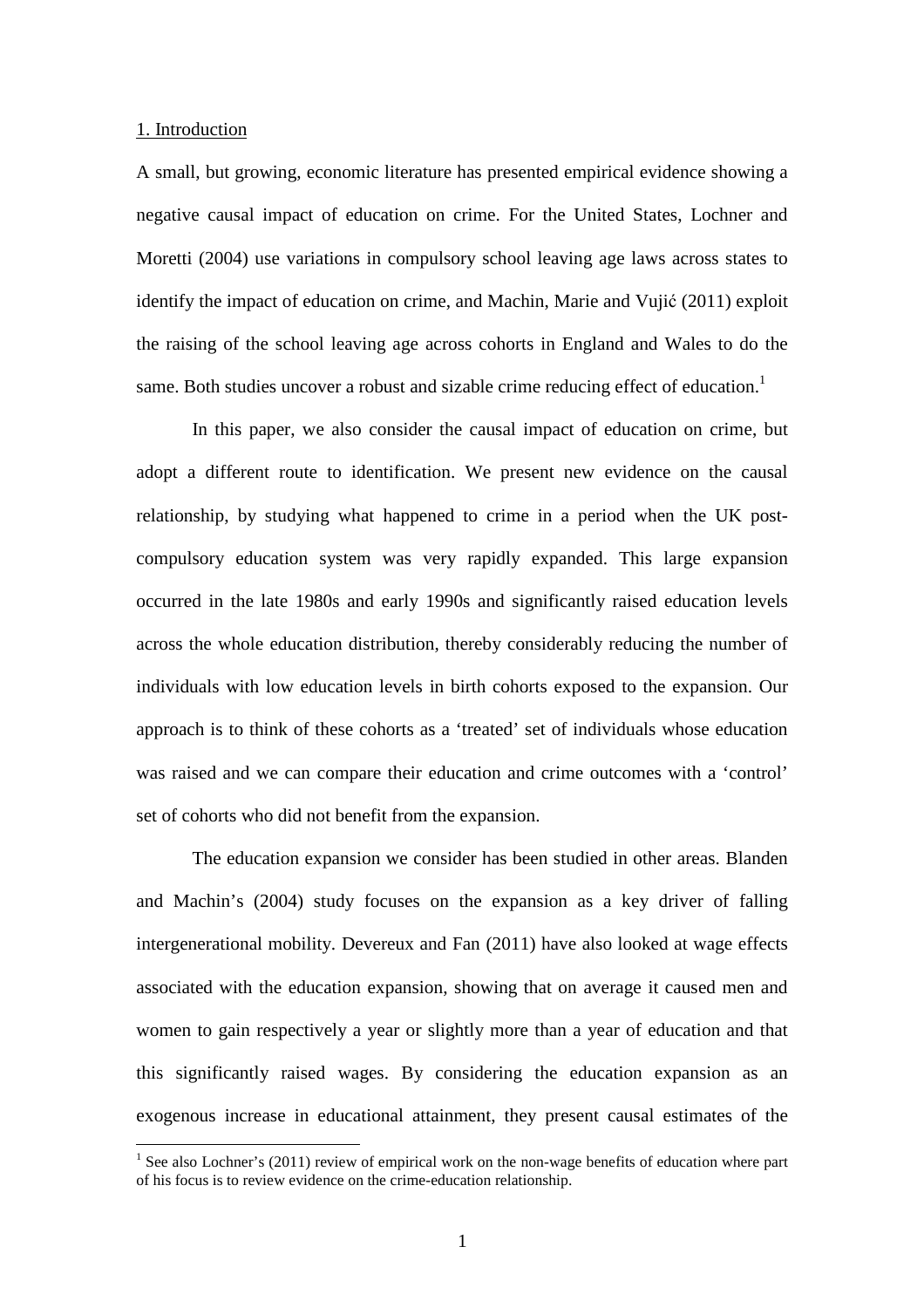## 1. Introduction

A small, but growing, economic literature has presented empirical evidence showing a negative causal impact of education on crime. For the United States, Lochner and Moretti (2004) use variations in compulsory school leaving age laws across states to identify the impact of education on crime, and Machin, Marie and Vujić (2011) exploit the raising of the school leaving age across cohorts in England and Wales to do the same. Both studies uncover a robust and sizable crime reducing effect of education.[1]

In this paper, we also consider the causal impact of education on crime, but adopt a different route to identification. We present new evidence on the causal relationship, by studying what happened to crime in a period when the UK post-compulsory education system was very rapidly expanded. This large expansion occurred in the late 1980s and early 1990s and significantly raised education levels across the whole education distribution, thereby considerably reducing the number of individuals with low education levels in birth cohorts exposed to the expansion. Our approach is to think of these cohorts as a 'treated' set of individuals whose education was raised and we can compare their education and crime outcomes with a 'control' set of cohorts who did not benefit from the expansion.

The education expansion we consider has been studied in other areas. Blanden and Machin's (2004) study focuses on the expansion as a key driver of falling intergenerational mobility. Devereux and Fan (2011) have also looked at wage effects associated with the education expansion, showing that on average it caused men and women to gain respectively a year or slightly more than a year of education and that this significantly raised wages. By considering the education expansion as an exogenous increase in educational attainment, they present causal estimates of the

[1] See also Lochner's (2011) review of empirical work on the non-wage benefits of education where part of his focus is to review evidence on the crime-education relationship.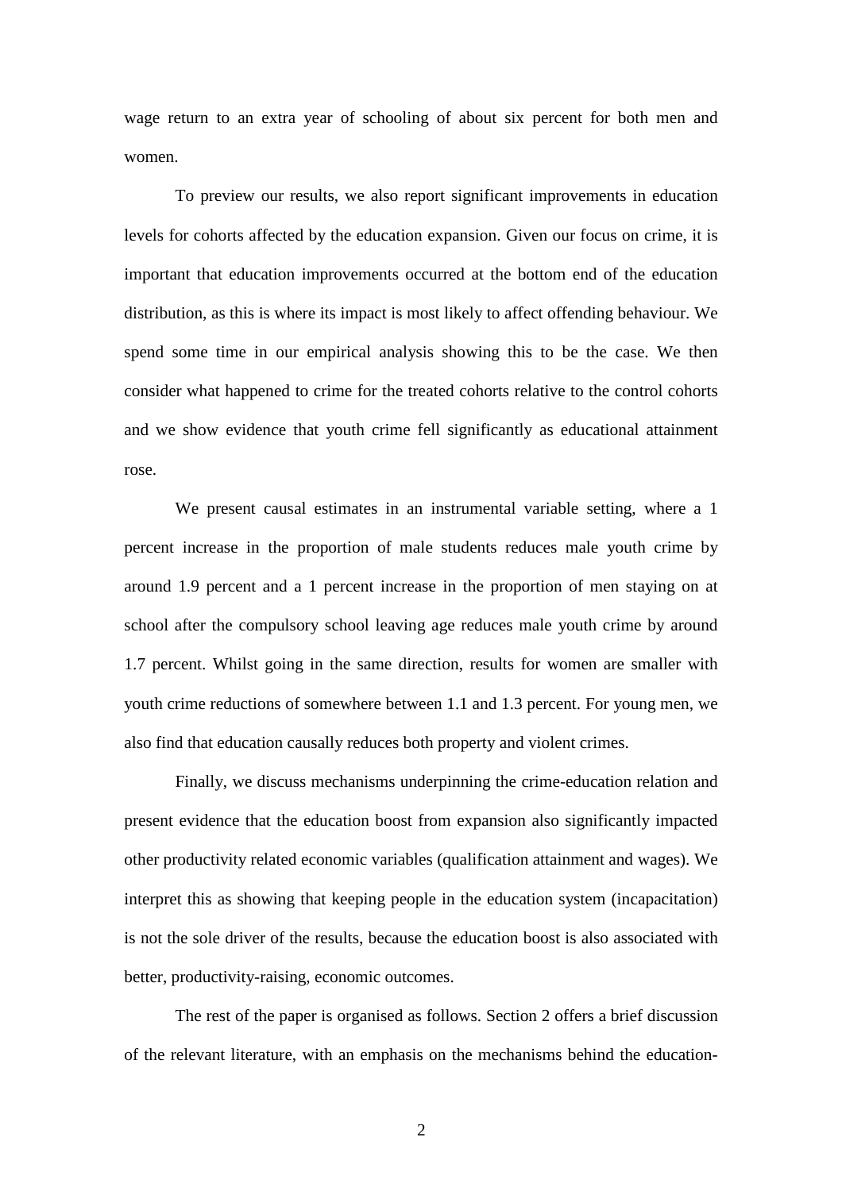wage return to an extra year of schooling of about six percent for both men and women.

To preview our results, we also report significant improvements in education levels for cohorts affected by the education expansion. Given our focus on crime, it is important that education improvements occurred at the bottom end of the education distribution, as this is where its impact is most likely to affect offending behaviour. We spend some time in our empirical analysis showing this to be the case. We then consider what happened to crime for the treated cohorts relative to the control cohorts and we show evidence that youth crime fell significantly as educational attainment rose.

We present causal estimates in an instrumental variable setting, where a 1 percent increase in the proportion of male students reduces male youth crime by around 1.9 percent and a 1 percent increase in the proportion of men staying on at school after the compulsory school leaving age reduces male youth crime by around 1.7 percent. Whilst going in the same direction, results for women are smaller with youth crime reductions of somewhere between 1.1 and 1.3 percent. For young men, we also find that education causally reduces both property and violent crimes.

Finally, we discuss mechanisms underpinning the crime-education relation and present evidence that the education boost from expansion also significantly impacted other productivity related economic variables (qualification attainment and wages). We interpret this as showing that keeping people in the education system (incapacitation) is not the sole driver of the results, because the education boost is also associated with better, productivity-raising, economic outcomes.

The rest of the paper is organised as follows. Section 2 offers a brief discussion of the relevant literature, with an emphasis on the mechanisms behind the education-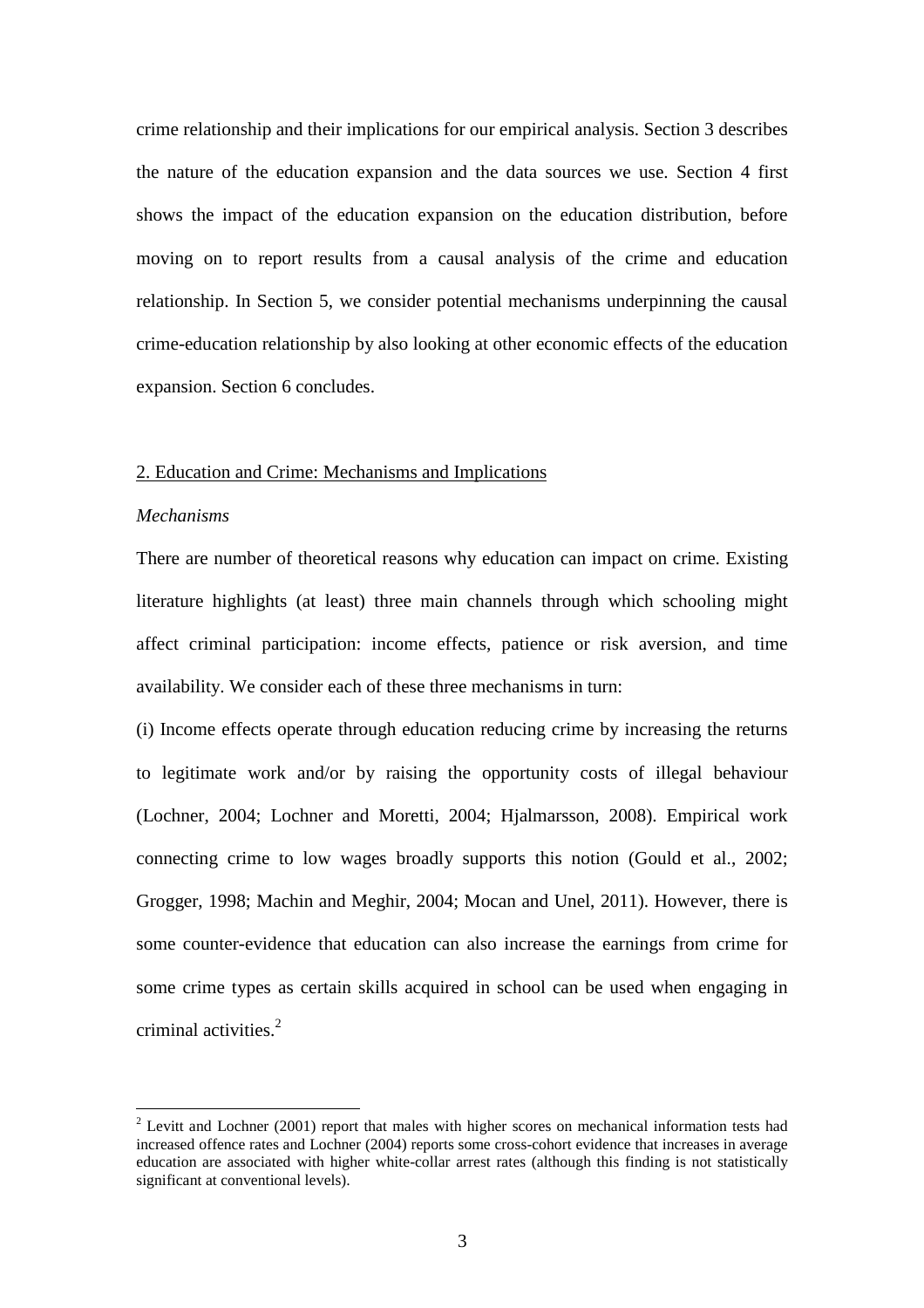crime relationship and their implications for our empirical analysis. Section 3 describes the nature of the education expansion and the data sources we use. Section 4 first shows the impact of the education expansion on the education distribution, before moving on to report results from a causal analysis of the crime and education relationship. In Section 5, we consider potential mechanisms underpinning the causal crime-education relationship by also looking at other economic effects of the education expansion. Section 6 concludes.

## 2. Education and Crime: Mechanisms and Implications

### *Mechanisms*

There are number of theoretical reasons why education can impact on crime. Existing literature highlights (at least) three main channels through which schooling might affect criminal participation: income effects, patience or risk aversion, and time availability. We consider each of these three mechanisms in turn:

(i) Income effects operate through education reducing crime by increasing the returns to legitimate work and/or by raising the opportunity costs of illegal behaviour (Lochner, 2004; Lochner and Moretti, 2004; Hjalmarsson, 2008). Empirical work connecting crime to low wages broadly supports this notion (Gould et al., 2002; Grogger, 1998; Machin and Meghir, 2004; Mocan and Unel, 2011). However, there is some counter-evidence that education can also increase the earnings from crime for some crime types as certain skills acquired in school can be used when engaging in criminal activities.[2]

---

[2] Levitt and Lochner (2001) report that males with higher scores on mechanical information tests had increased offence rates and Lochner (2004) reports some cross-cohort evidence that increases in average education are associated with higher white-collar arrest rates (although this finding is not statistically significant at conventional levels).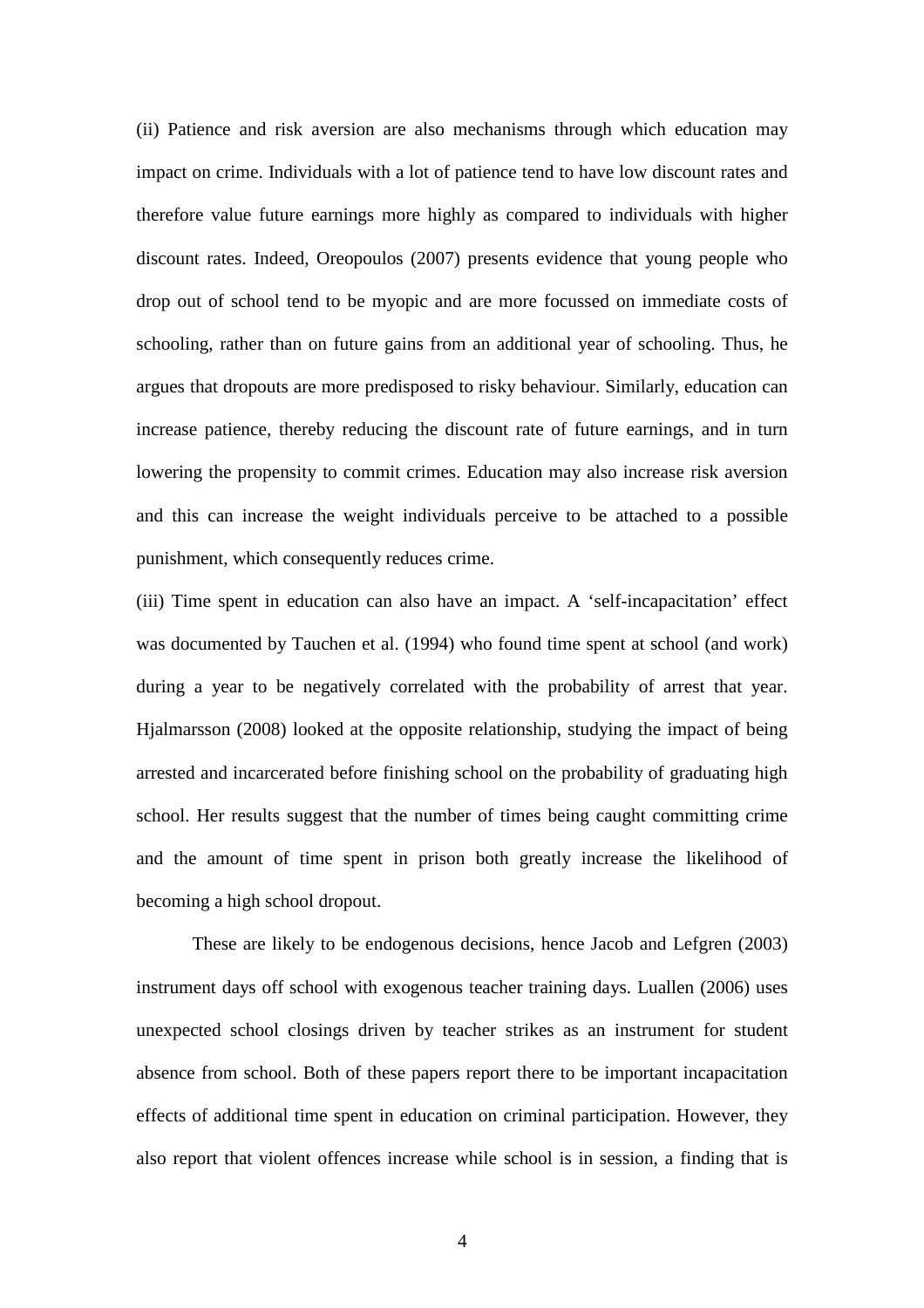(ii) Patience and risk aversion are also mechanisms through which education may impact on crime. Individuals with a lot of patience tend to have low discount rates and therefore value future earnings more highly as compared to individuals with higher discount rates. Indeed, Oreopoulos (2007) presents evidence that young people who drop out of school tend to be myopic and are more focussed on immediate costs of schooling, rather than on future gains from an additional year of schooling. Thus, he argues that dropouts are more predisposed to risky behaviour. Similarly, education can increase patience, thereby reducing the discount rate of future earnings, and in turn lowering the propensity to commit crimes. Education may also increase risk aversion and this can increase the weight individuals perceive to be attached to a possible punishment, which consequently reduces crime.

(iii) Time spent in education can also have an impact. A 'self-incapacitation' effect was documented by Tauchen et al. (1994) who found time spent at school (and work) during a year to be negatively correlated with the probability of arrest that year. Hjalmarsson (2008) looked at the opposite relationship, studying the impact of being arrested and incarcerated before finishing school on the probability of graduating high school. Her results suggest that the number of times being caught committing crime and the amount of time spent in prison both greatly increase the likelihood of becoming a high school dropout.

These are likely to be endogenous decisions, hence Jacob and Lefgren (2003) instrument days off school with exogenous teacher training days. Luallen (2006) uses unexpected school closings driven by teacher strikes as an instrument for student absence from school. Both of these papers report there to be important incapacitation effects of additional time spent in education on criminal participation. However, they also report that violent offences increase while school is in session, a finding that is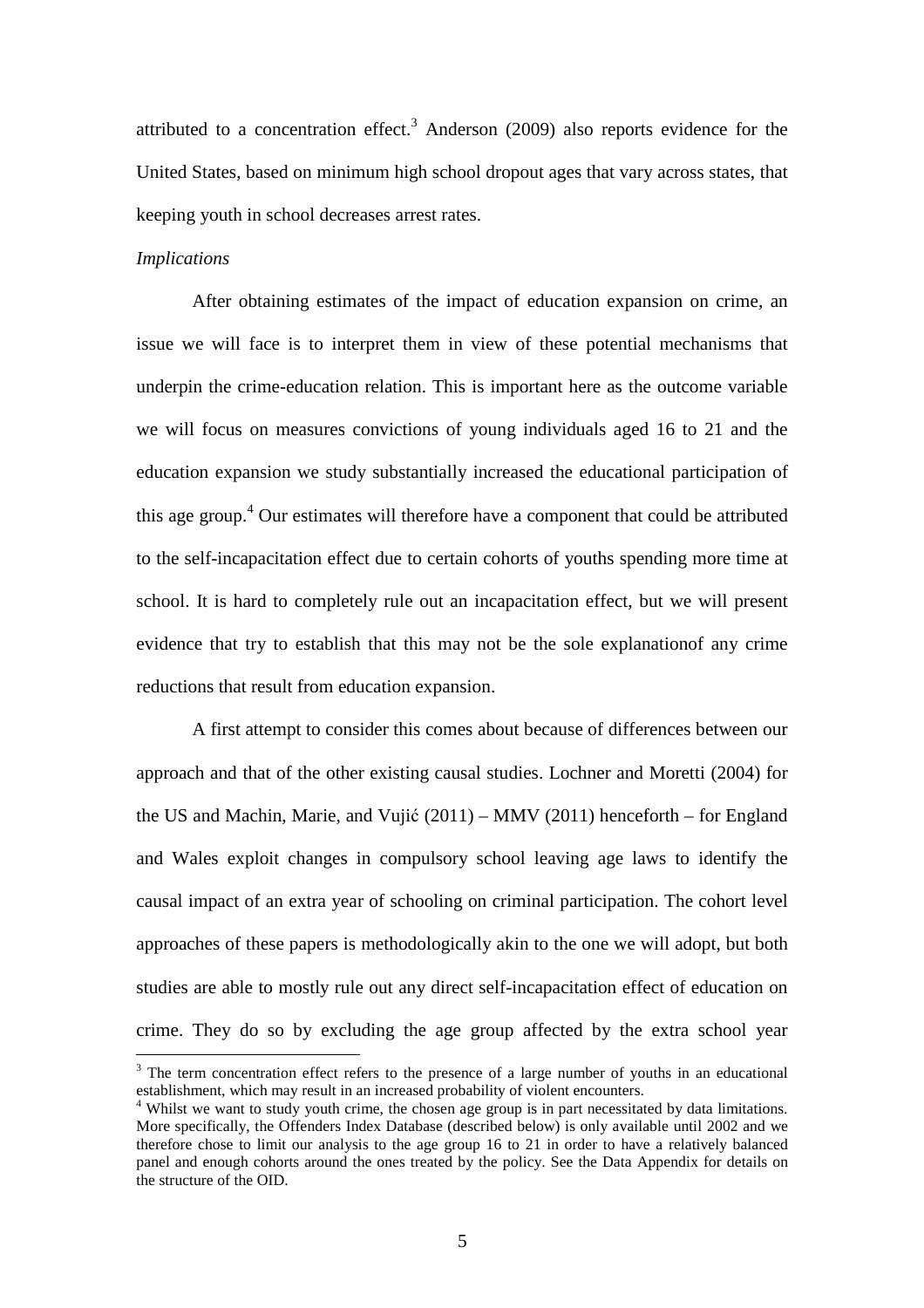attributed to a concentration effect.[3] Anderson (2009) also reports evidence for the United States, based on minimum high school dropout ages that vary across states, that keeping youth in school decreases arrest rates.

*Implications*

After obtaining estimates of the impact of education expansion on crime, an issue we will face is to interpret them in view of these potential mechanisms that underpin the crime-education relation. This is important here as the outcome variable we will focus on measures convictions of young individuals aged 16 to 21 and the education expansion we study substantially increased the educational participation of this age group.[4] Our estimates will therefore have a component that could be attributed to the self-incapacitation effect due to certain cohorts of youths spending more time at school. It is hard to completely rule out an incapacitation effect, but we will present evidence that try to establish that this may not be the sole explanationof any crime reductions that result from education expansion.

A first attempt to consider this comes about because of differences between our approach and that of the other existing causal studies. Lochner and Moretti (2004) for the US and Machin, Marie, and Vujić (2011) – MMV (2011) henceforth – for England and Wales exploit changes in compulsory school leaving age laws to identify the causal impact of an extra year of schooling on criminal participation. The cohort level approaches of these papers is methodologically akin to the one we will adopt, but both studies are able to mostly rule out any direct self-incapacitation effect of education on crime. They do so by excluding the age group affected by the extra school year

[3] The term concentration effect refers to the presence of a large number of youths in an educational establishment, which may result in an increased probability of violent encounters.

[4] Whilst we want to study youth crime, the chosen age group is in part necessitated by data limitations. More specifically, the Offenders Index Database (described below) is only available until 2002 and we therefore chose to limit our analysis to the age group 16 to 21 in order to have a relatively balanced panel and enough cohorts around the ones treated by the policy. See the Data Appendix for details on the structure of the OID.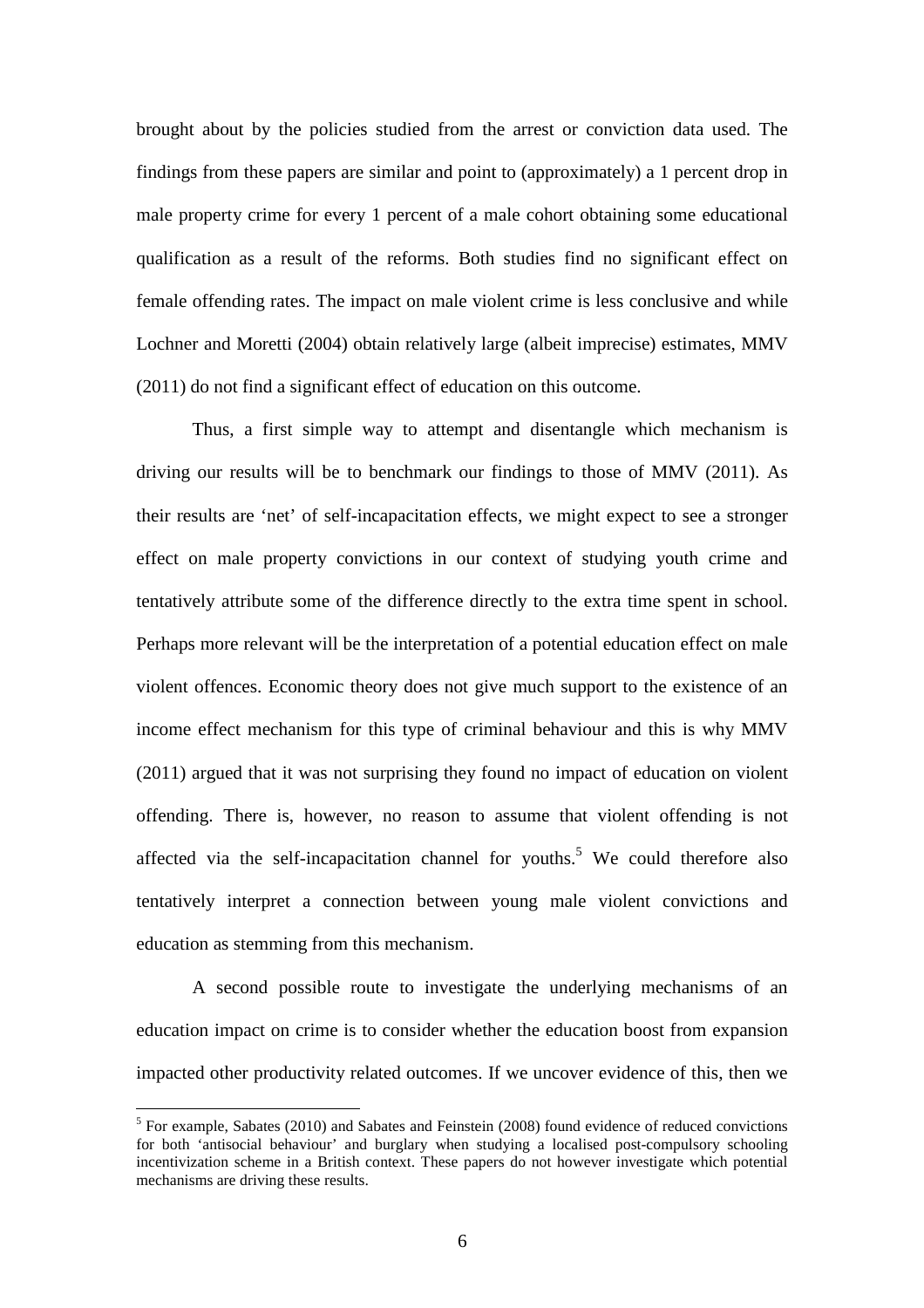brought about by the policies studied from the arrest or conviction data used. The findings from these papers are similar and point to (approximately) a 1 percent drop in male property crime for every 1 percent of a male cohort obtaining some educational qualification as a result of the reforms. Both studies find no significant effect on female offending rates. The impact on male violent crime is less conclusive and while Lochner and Moretti (2004) obtain relatively large (albeit imprecise) estimates, MMV (2011) do not find a significant effect of education on this outcome.

Thus, a first simple way to attempt and disentangle which mechanism is driving our results will be to benchmark our findings to those of MMV (2011). As their results are 'net' of self-incapacitation effects, we might expect to see a stronger effect on male property convictions in our context of studying youth crime and tentatively attribute some of the difference directly to the extra time spent in school. Perhaps more relevant will be the interpretation of a potential education effect on male violent offences. Economic theory does not give much support to the existence of an income effect mechanism for this type of criminal behaviour and this is why MMV (2011) argued that it was not surprising they found no impact of education on violent offending. There is, however, no reason to assume that violent offending is not affected via the self-incapacitation channel for youths.[5] We could therefore also tentatively interpret a connection between young male violent convictions and education as stemming from this mechanism.

A second possible route to investigate the underlying mechanisms of an education impact on crime is to consider whether the education boost from expansion impacted other productivity related outcomes. If we uncover evidence of this, then we

[5] For example, Sabates (2010) and Sabates and Feinstein (2008) found evidence of reduced convictions for both 'antisocial behaviour' and burglary when studying a localised post-compulsory schooling incentivization scheme in a British context. These papers do not however investigate which potential mechanisms are driving these results.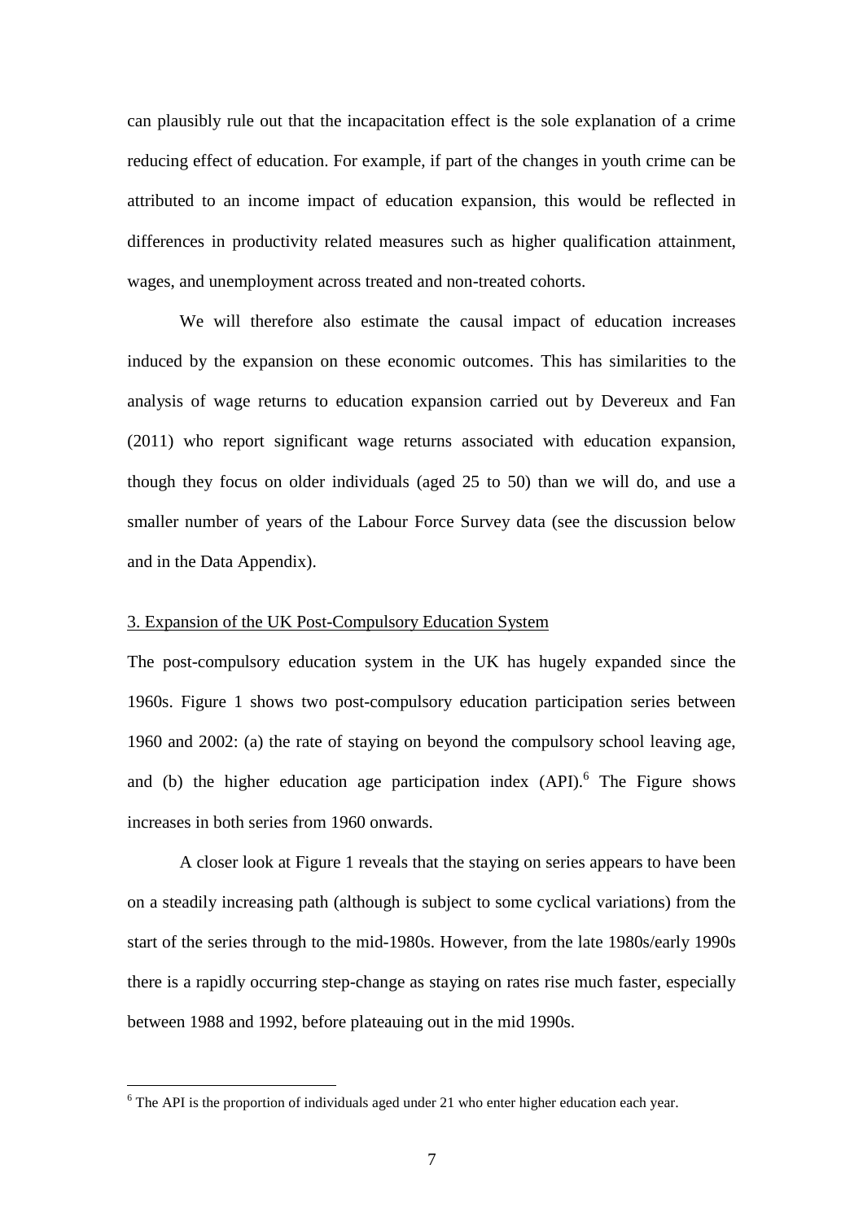can plausibly rule out that the incapacitation effect is the sole explanation of a crime reducing effect of education. For example, if part of the changes in youth crime can be attributed to an income impact of education expansion, this would be reflected in differences in productivity related measures such as higher qualification attainment, wages, and unemployment across treated and non-treated cohorts.

We will therefore also estimate the causal impact of education increases induced by the expansion on these economic outcomes. This has similarities to the analysis of wage returns to education expansion carried out by Devereux and Fan (2011) who report significant wage returns associated with education expansion, though they focus on older individuals (aged 25 to 50) than we will do, and use a smaller number of years of the Labour Force Survey data (see the discussion below and in the Data Appendix).

## 3. Expansion of the UK Post-Compulsory Education System

The post-compulsory education system in the UK has hugely expanded since the 1960s. Figure 1 shows two post-compulsory education participation series between 1960 and 2002: (a) the rate of staying on beyond the compulsory school leaving age, and (b) the higher education age participation index (API).[6] The Figure shows increases in both series from 1960 onwards.

A closer look at Figure 1 reveals that the staying on series appears to have been on a steadily increasing path (although is subject to some cyclical variations) from the start of the series through to the mid-1980s. However, from the late 1980s/early 1990s there is a rapidly occurring step-change as staying on rates rise much faster, especially between 1988 and 1992, before plateauing out in the mid 1990s.

[6] The API is the proportion of individuals aged under 21 who enter higher education each year.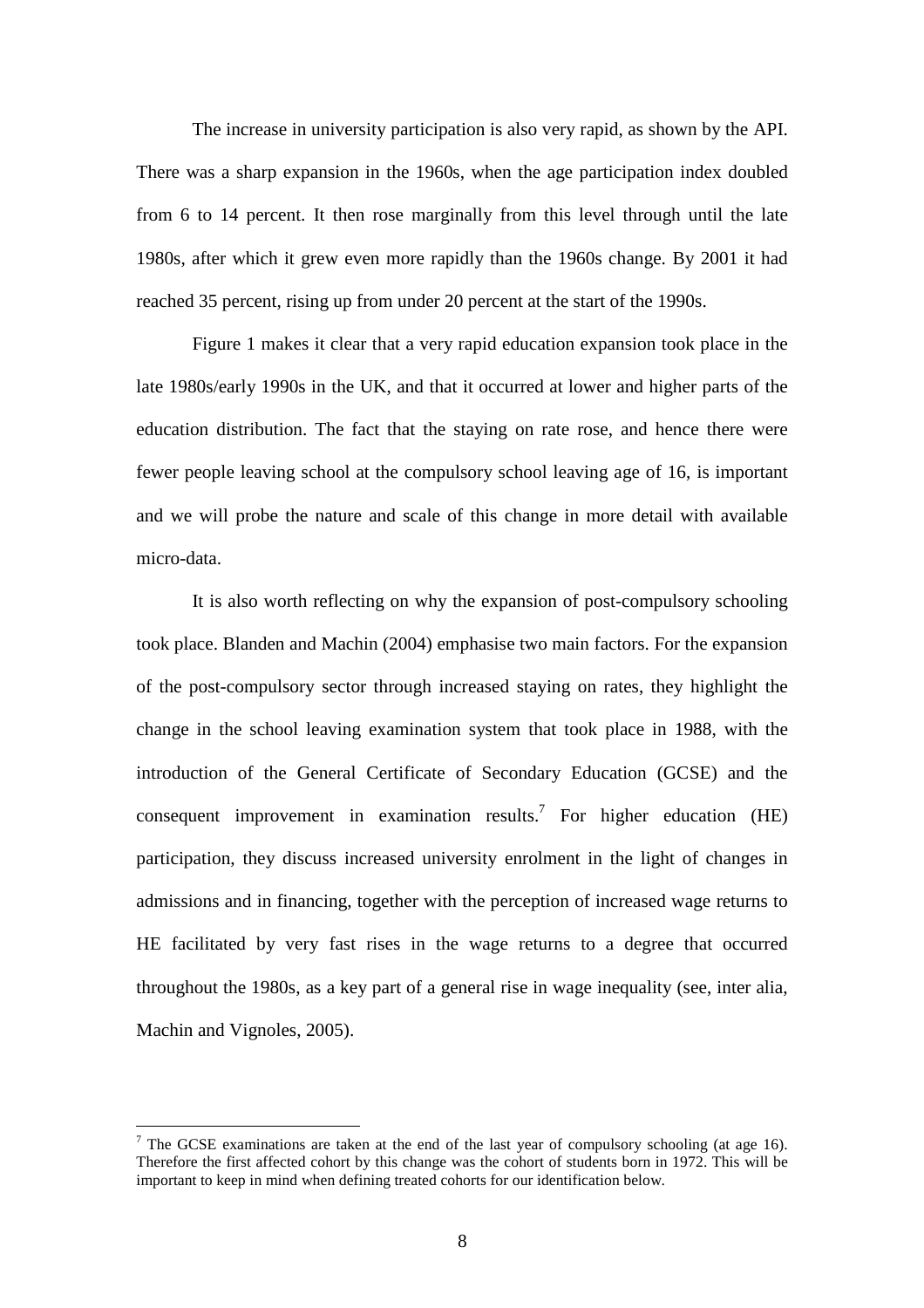The increase in university participation is also very rapid, as shown by the API. There was a sharp expansion in the 1960s, when the age participation index doubled from 6 to 14 percent. It then rose marginally from this level through until the late 1980s, after which it grew even more rapidly than the 1960s change. By 2001 it had reached 35 percent, rising up from under 20 percent at the start of the 1990s.

Figure 1 makes it clear that a very rapid education expansion took place in the late 1980s/early 1990s in the UK, and that it occurred at lower and higher parts of the education distribution. The fact that the staying on rate rose, and hence there were fewer people leaving school at the compulsory school leaving age of 16, is important and we will probe the nature and scale of this change in more detail with available micro-data.

It is also worth reflecting on why the expansion of post-compulsory schooling took place. Blanden and Machin (2004) emphasise two main factors. For the expansion of the post-compulsory sector through increased staying on rates, they highlight the change in the school leaving examination system that took place in 1988, with the introduction of the General Certificate of Secondary Education (GCSE) and the consequent improvement in examination results.[7] For higher education (HE) participation, they discuss increased university enrolment in the light of changes in admissions and in financing, together with the perception of increased wage returns to HE facilitated by very fast rises in the wage returns to a degree that occurred throughout the 1980s, as a key part of a general rise in wage inequality (see, inter alia, Machin and Vignoles, 2005).

[7] The GCSE examinations are taken at the end of the last year of compulsory schooling (at age 16). Therefore the first affected cohort by this change was the cohort of students born in 1972. This will be important to keep in mind when defining treated cohorts for our identification below.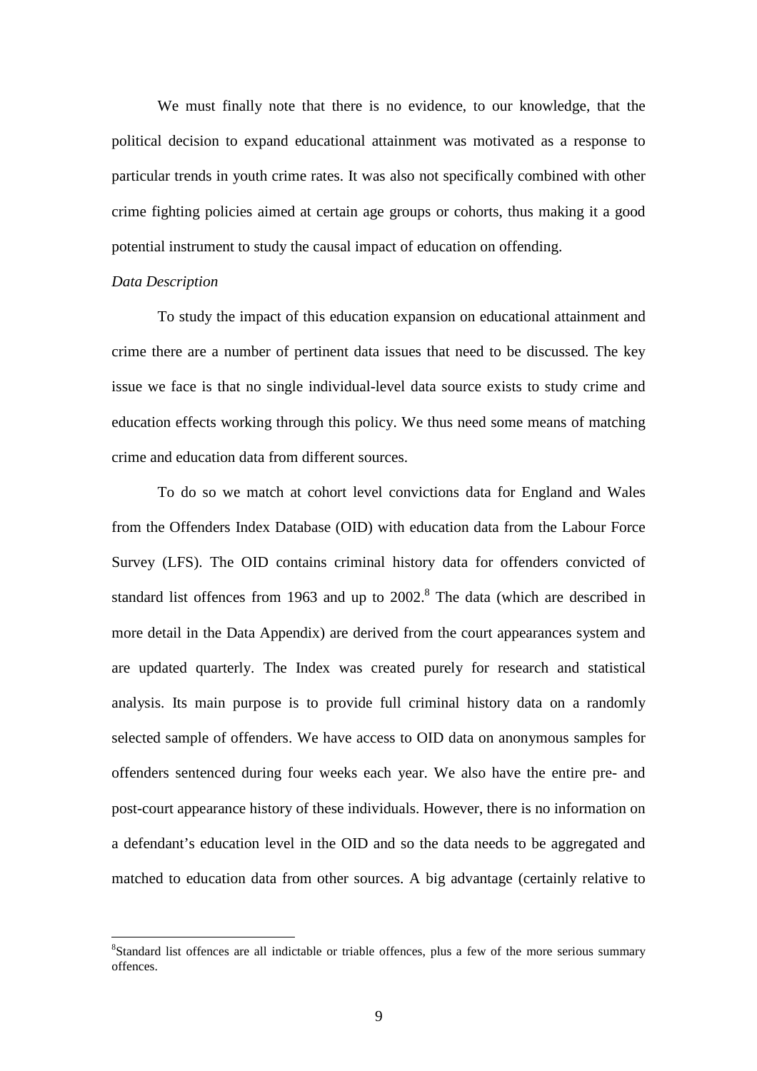We must finally note that there is no evidence, to our knowledge, that the political decision to expand educational attainment was motivated as a response to particular trends in youth crime rates. It was also not specifically combined with other crime fighting policies aimed at certain age groups or cohorts, thus making it a good potential instrument to study the causal impact of education on offending.

*Data Description*

To study the impact of this education expansion on educational attainment and crime there are a number of pertinent data issues that need to be discussed. The key issue we face is that no single individual-level data source exists to study crime and education effects working through this policy. We thus need some means of matching crime and education data from different sources.

To do so we match at cohort level convictions data for England and Wales from the Offenders Index Database (OID) with education data from the Labour Force Survey (LFS). The OID contains criminal history data for offenders convicted of standard list offences from 1963 and up to 2002.[8] The data (which are described in more detail in the Data Appendix) are derived from the court appearances system and are updated quarterly. The Index was created purely for research and statistical analysis. Its main purpose is to provide full criminal history data on a randomly selected sample of offenders. We have access to OID data on anonymous samples for offenders sentenced during four weeks each year. We also have the entire pre- and post-court appearance history of these individuals. However, there is no information on a defendant's education level in the OID and so the data needs to be aggregated and matched to education data from other sources. A big advantage (certainly relative to

[8]Standard list offences are all indictable or triable offences, plus a few of the more serious summary offences.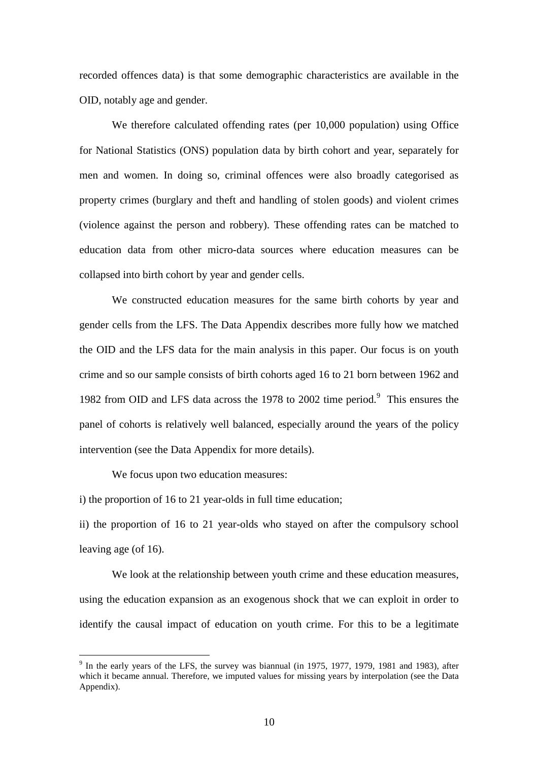recorded offences data) is that some demographic characteristics are available in the OID, notably age and gender.

We therefore calculated offending rates (per 10,000 population) using Office for National Statistics (ONS) population data by birth cohort and year, separately for men and women. In doing so, criminal offences were also broadly categorised as property crimes (burglary and theft and handling of stolen goods) and violent crimes (violence against the person and robbery). These offending rates can be matched to education data from other micro-data sources where education measures can be collapsed into birth cohort by year and gender cells.

We constructed education measures for the same birth cohorts by year and gender cells from the LFS. The Data Appendix describes more fully how we matched the OID and the LFS data for the main analysis in this paper. Our focus is on youth crime and so our sample consists of birth cohorts aged 16 to 21 born between 1962 and 1982 from OID and LFS data across the 1978 to 2002 time period.[9] This ensures the panel of cohorts is relatively well balanced, especially around the years of the policy intervention (see the Data Appendix for more details).

We focus upon two education measures:

i) the proportion of 16 to 21 year-olds in full time education;

ii) the proportion of 16 to 21 year-olds who stayed on after the compulsory school leaving age (of 16).

We look at the relationship between youth crime and these education measures, using the education expansion as an exogenous shock that we can exploit in order to identify the causal impact of education on youth crime. For this to be a legitimate

[9] In the early years of the LFS, the survey was biannual (in 1975, 1977, 1979, 1981 and 1983), after which it became annual. Therefore, we imputed values for missing years by interpolation (see the Data Appendix).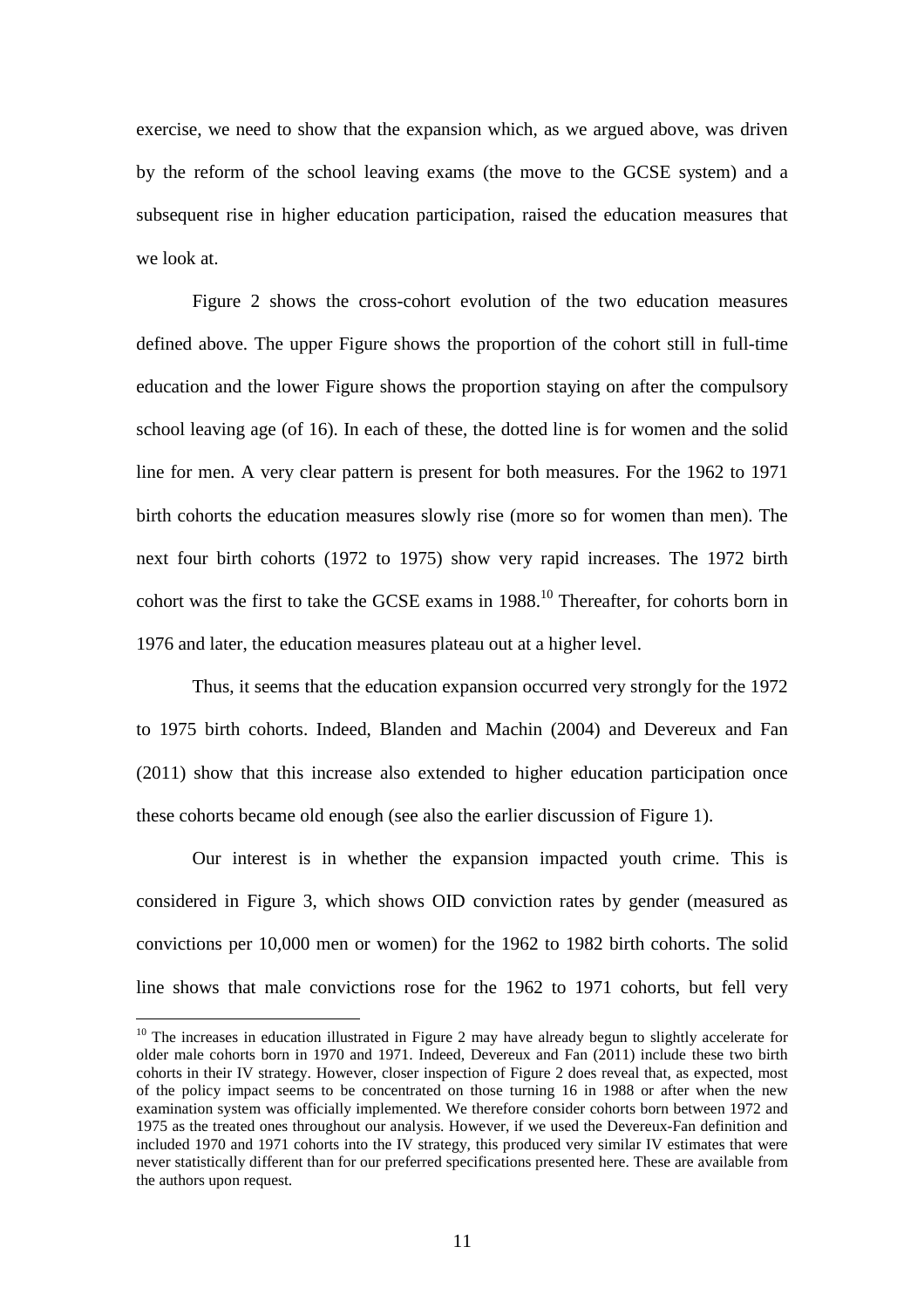exercise, we need to show that the expansion which, as we argued above, was driven by the reform of the school leaving exams (the move to the GCSE system) and a subsequent rise in higher education participation, raised the education measures that we look at.

Figure 2 shows the cross-cohort evolution of the two education measures defined above. The upper Figure shows the proportion of the cohort still in full-time education and the lower Figure shows the proportion staying on after the compulsory school leaving age (of 16). In each of these, the dotted line is for women and the solid line for men. A very clear pattern is present for both measures. For the 1962 to 1971 birth cohorts the education measures slowly rise (more so for women than men). The next four birth cohorts (1972 to 1975) show very rapid increases. The 1972 birth cohort was the first to take the GCSE exams in 1988.[10] Thereafter, for cohorts born in 1976 and later, the education measures plateau out at a higher level.

Thus, it seems that the education expansion occurred very strongly for the 1972 to 1975 birth cohorts. Indeed, Blanden and Machin (2004) and Devereux and Fan (2011) show that this increase also extended to higher education participation once these cohorts became old enough (see also the earlier discussion of Figure 1).

Our interest is in whether the expansion impacted youth crime. This is considered in Figure 3, which shows OID conviction rates by gender (measured as convictions per 10,000 men or women) for the 1962 to 1982 birth cohorts. The solid line shows that male convictions rose for the 1962 to 1971 cohorts, but fell very

[10] The increases in education illustrated in Figure 2 may have already begun to slightly accelerate for older male cohorts born in 1970 and 1971. Indeed, Devereux and Fan (2011) include these two birth cohorts in their IV strategy. However, closer inspection of Figure 2 does reveal that, as expected, most of the policy impact seems to be concentrated on those turning 16 in 1988 or after when the new examination system was officially implemented. We therefore consider cohorts born between 1972 and 1975 as the treated ones throughout our analysis. However, if we used the Devereux-Fan definition and included 1970 and 1971 cohorts into the IV strategy, this produced very similar IV estimates that were never statistically different than for our preferred specifications presented here. These are available from the authors upon request.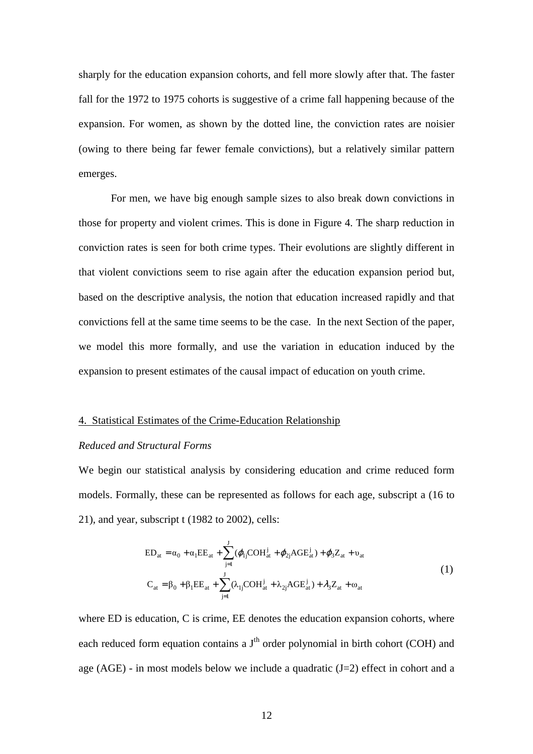sharply for the education expansion cohorts, and fell more slowly after that. The faster fall for the 1972 to 1975 cohorts is suggestive of a crime fall happening because of the expansion. For women, as shown by the dotted line, the conviction rates are noisier (owing to there being far fewer female convictions), but a relatively similar pattern emerges.

For men, we have big enough sample sizes to also break down convictions in those for property and violent crimes. This is done in Figure 4. The sharp reduction in conviction rates is seen for both crime types. Their evolutions are slightly different in that violent convictions seem to rise again after the education expansion period but, based on the descriptive analysis, the notion that education increased rapidly and that convictions fell at the same time seems to be the case. In the next Section of the paper, we model this more formally, and use the variation in education induced by the expansion to present estimates of the causal impact of education on youth crime.

## 4. Statistical Estimates of the Crime-Education Relationship

*Reduced and Structural Forms*

We begin our statistical analysis by considering education and crime reduced form models. Formally, these can be represented as follows for each age, subscript a (16 to 21), and year, subscript t (1982 to 2002), cells:

$$
\begin{aligned}
\mathrm{ED}_{at} &= \alpha_0 + \alpha_1 \mathrm{EE}_{at} + \sum_{j=1}^{J} (\varphi_{1j} \mathrm{COH}_{at}^{j} + \varphi_{2j} \mathrm{AGE}_{at}^{j}) + \varphi_3 \mathrm{Z}_{at} + \upsilon_{at} \\
\mathrm{C}_{at} &= \beta_0 + \beta_1 \mathrm{EE}_{at} + \sum_{j=1}^{J} (\lambda_{1j} \mathrm{COH}_{at}^{j} + \lambda_{2j} \mathrm{AGE}_{at}^{j}) + \lambda_3 \mathrm{Z}_{at} + \omega_{at}
\end{aligned} \tag{1}
$$

where ED is education, C is crime, EE denotes the education expansion cohorts, where each reduced form equation contains a $J^{th}$ order polynomial in birth cohort (COH) and age (AGE) - in most models below we include a quadratic ($J=2$) effect in cohort and a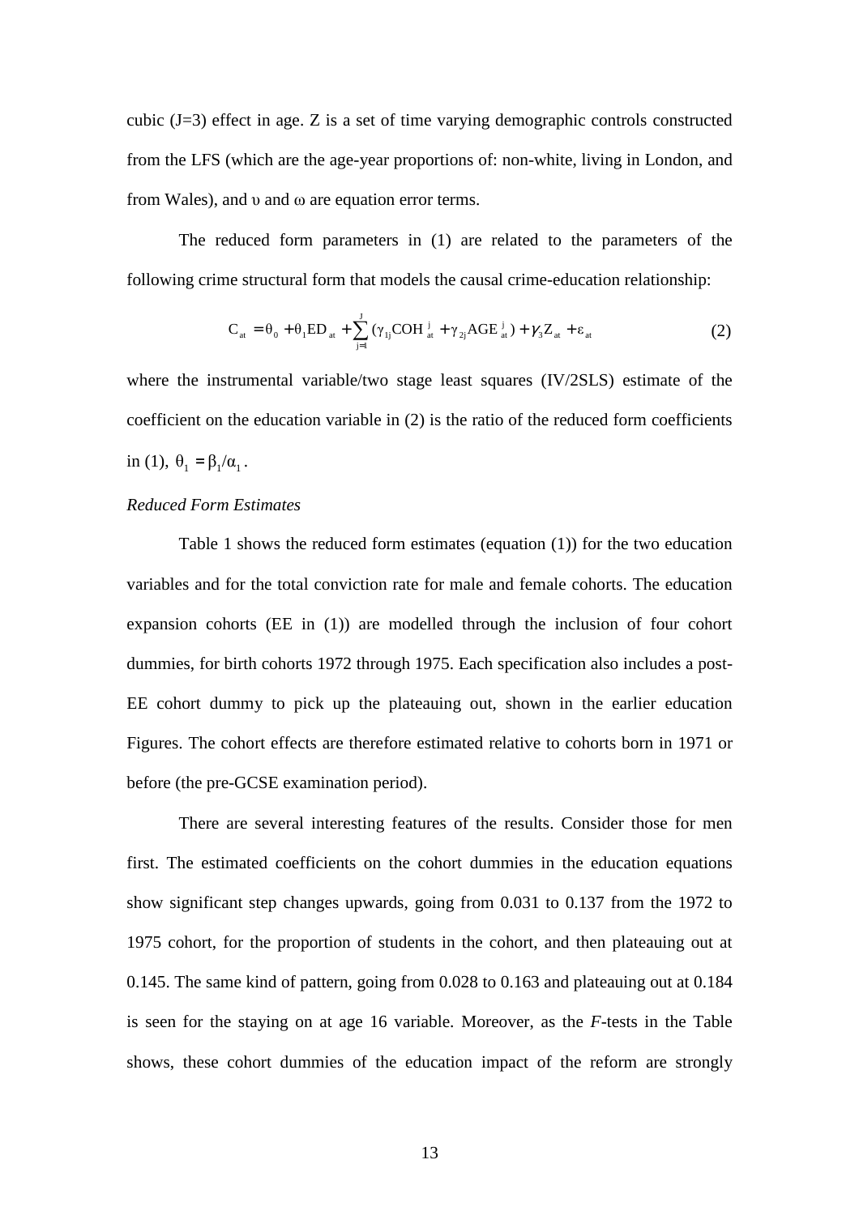cubic (J=3) effect in age. Z is a set of time varying demographic controls constructed from the LFS (which are the age-year proportions of: non-white, living in London, and from Wales), and $\upsilon$ and $\omega$ are equation error terms.

The reduced form parameters in (1) are related to the parameters of the following crime structural form that models the causal crime-education relationship:

$$C_{at} = \theta_0 + \theta_1 ED_{at} + \sum_{j=1}^{J} (\gamma_{1j} COH_{at}^{j} + \gamma_{2j} AGE_{at}^{j}) + \gamma_3 Z_{at} + \varepsilon_{at} \quad (2)$$

where the instrumental variable/two stage least squares (IV/2SLS) estimate of the coefficient on the education variable in (2) is the ratio of the reduced form coefficients in (1), $\theta_1 = \beta_1/\alpha_1$.

*Reduced Form Estimates*

Table 1 shows the reduced form estimates (equation (1)) for the two education variables and for the total conviction rate for male and female cohorts. The education expansion cohorts (EE in (1)) are modelled through the inclusion of four cohort dummies, for birth cohorts 1972 through 1975. Each specification also includes a post-EE cohort dummy to pick up the plateauing out, shown in the earlier education Figures. The cohort effects are therefore estimated relative to cohorts born in 1971 or before (the pre-GCSE examination period).

There are several interesting features of the results. Consider those for men first. The estimated coefficients on the cohort dummies in the education equations show significant step changes upwards, going from 0.031 to 0.137 from the 1972 to 1975 cohort, for the proportion of students in the cohort, and then plateauing out at 0.145. The same kind of pattern, going from 0.028 to 0.163 and plateauing out at 0.184 is seen for the staying on at age 16 variable. Moreover, as the *F*-tests in the Table shows, these cohort dummies of the education impact of the reform are strongly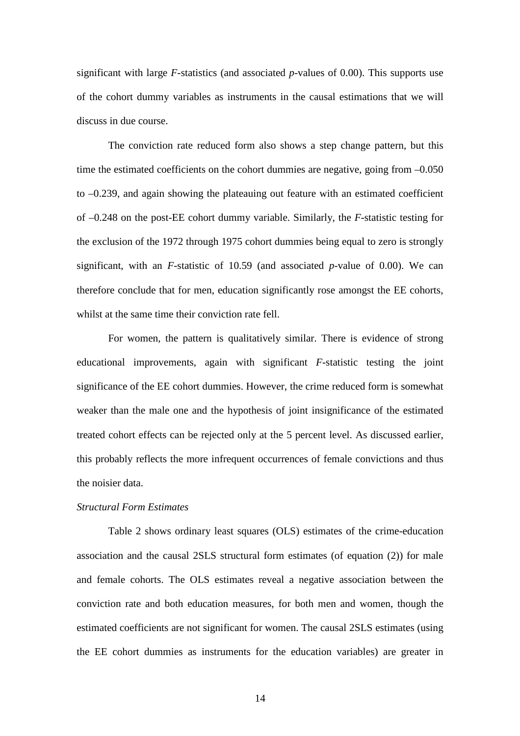significant with large *F*-statistics (and associated *p*-values of 0.00). This supports use of the cohort dummy variables as instruments in the causal estimations that we will discuss in due course.

The conviction rate reduced form also shows a step change pattern, but this time the estimated coefficients on the cohort dummies are negative, going from –0.050 to –0.239, and again showing the plateauing out feature with an estimated coefficient of –0.248 on the post-EE cohort dummy variable. Similarly, the *F*-statistic testing for the exclusion of the 1972 through 1975 cohort dummies being equal to zero is strongly significant, with an *F*-statistic of 10.59 (and associated *p*-value of 0.00). We can therefore conclude that for men, education significantly rose amongst the EE cohorts, whilst at the same time their conviction rate fell.

For women, the pattern is qualitatively similar. There is evidence of strong educational improvements, again with significant *F*-statistic testing the joint significance of the EE cohort dummies. However, the crime reduced form is somewhat weaker than the male one and the hypothesis of joint insignificance of the estimated treated cohort effects can be rejected only at the 5 percent level. As discussed earlier, this probably reflects the more infrequent occurrences of female convictions and thus the noisier data.

*Structural Form Estimates*

Table 2 shows ordinary least squares (OLS) estimates of the crime-education association and the causal 2SLS structural form estimates (of equation (2)) for male and female cohorts. The OLS estimates reveal a negative association between the conviction rate and both education measures, for both men and women, though the estimated coefficients are not significant for women. The causal 2SLS estimates (using the EE cohort dummies as instruments for the education variables) are greater in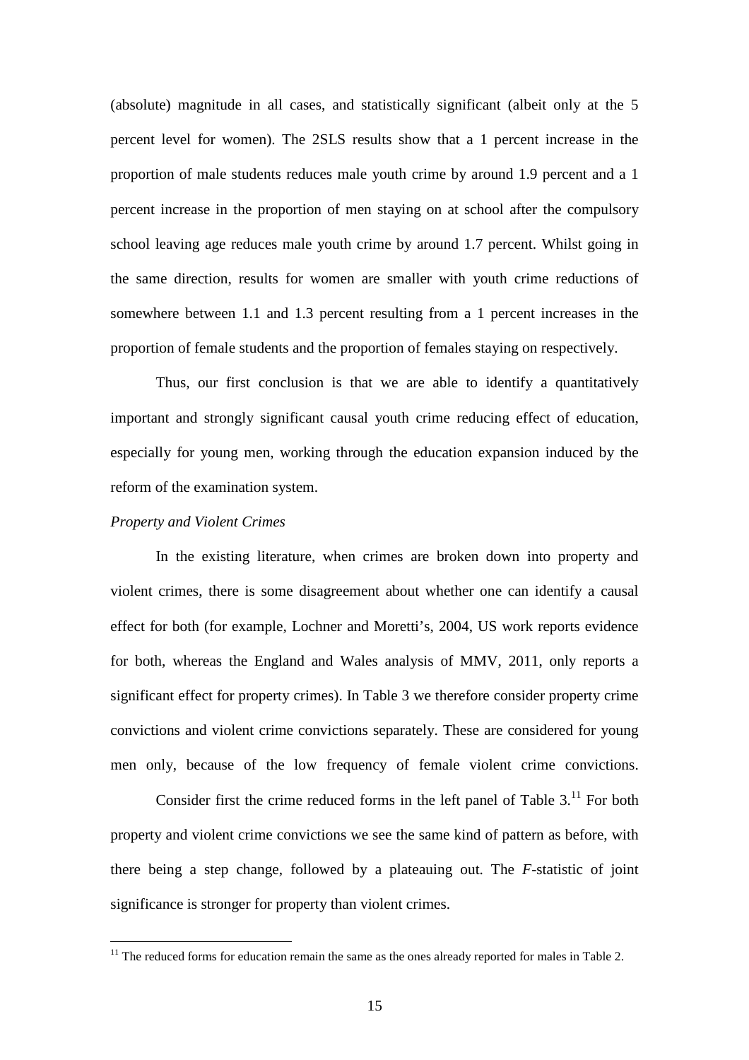(absolute) magnitude in all cases, and statistically significant (albeit only at the 5 percent level for women). The 2SLS results show that a 1 percent increase in the proportion of male students reduces male youth crime by around 1.9 percent and a 1 percent increase in the proportion of men staying on at school after the compulsory school leaving age reduces male youth crime by around 1.7 percent. Whilst going in the same direction, results for women are smaller with youth crime reductions of somewhere between 1.1 and 1.3 percent resulting from a 1 percent increases in the proportion of female students and the proportion of females staying on respectively.

Thus, our first conclusion is that we are able to identify a quantitatively important and strongly significant causal youth crime reducing effect of education, especially for young men, working through the education expansion induced by the reform of the examination system.

*Property and Violent Crimes*

In the existing literature, when crimes are broken down into property and violent crimes, there is some disagreement about whether one can identify a causal effect for both (for example, Lochner and Moretti's, 2004, US work reports evidence for both, whereas the England and Wales analysis of MMV, 2011, only reports a significant effect for property crimes). In Table 3 we therefore consider property crime convictions and violent crime convictions separately. These are considered for young men only, because of the low frequency of female violent crime convictions.

Consider first the crime reduced forms in the left panel of Table 3.[11] For both property and violent crime convictions we see the same kind of pattern as before, with there being a step change, followed by a plateauing out. The *F*-statistic of joint significance is stronger for property than violent crimes.

[11] The reduced forms for education remain the same as the ones already reported for males in Table 2.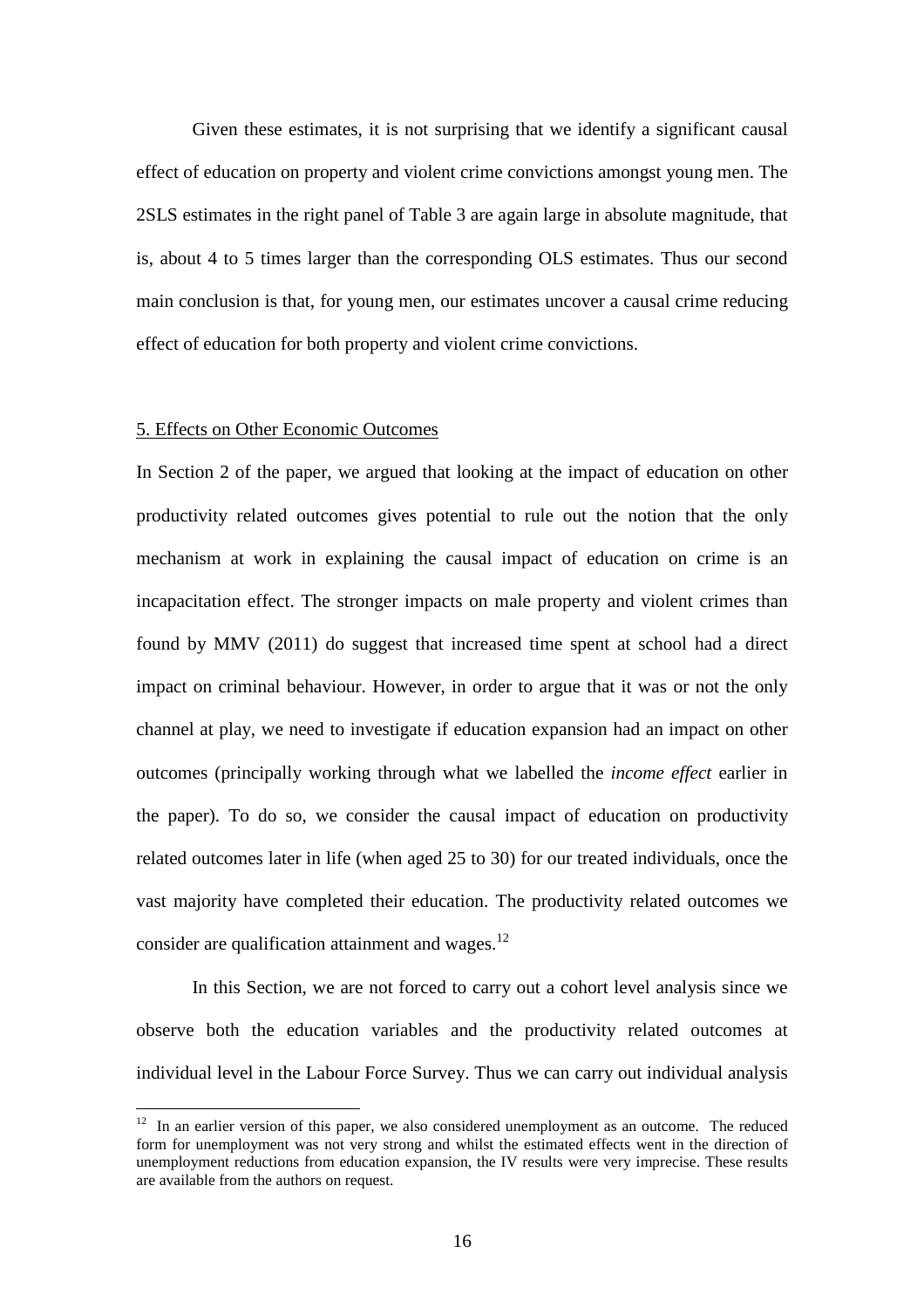Given these estimates, it is not surprising that we identify a significant causal effect of education on property and violent crime convictions amongst young men. The 2SLS estimates in the right panel of Table 3 are again large in absolute magnitude, that is, about 4 to 5 times larger than the corresponding OLS estimates. Thus our second main conclusion is that, for young men, our estimates uncover a causal crime reducing effect of education for both property and violent crime convictions.

## 5. Effects on Other Economic Outcomes

In Section 2 of the paper, we argued that looking at the impact of education on other productivity related outcomes gives potential to rule out the notion that the only mechanism at work in explaining the causal impact of education on crime is an incapacitation effect. The stronger impacts on male property and violent crimes than found by MMV (2011) do suggest that increased time spent at school had a direct impact on criminal behaviour. However, in order to argue that it was or not the only channel at play, we need to investigate if education expansion had an impact on other outcomes (principally working through what we labelled the *income effect* earlier in the paper). To do so, we consider the causal impact of education on productivity related outcomes later in life (when aged 25 to 30) for our treated individuals, once the vast majority have completed their education. The productivity related outcomes we consider are qualification attainment and wages.[12]

In this Section, we are not forced to carry out a cohort level analysis since we observe both the education variables and the productivity related outcomes at individual level in the Labour Force Survey. Thus we can carry out individual analysis

[12] In an earlier version of this paper, we also considered unemployment as an outcome. The reduced form for unemployment was not very strong and whilst the estimated effects went in the direction of unemployment reductions from education expansion, the IV results were very imprecise. These results are available from the authors on request.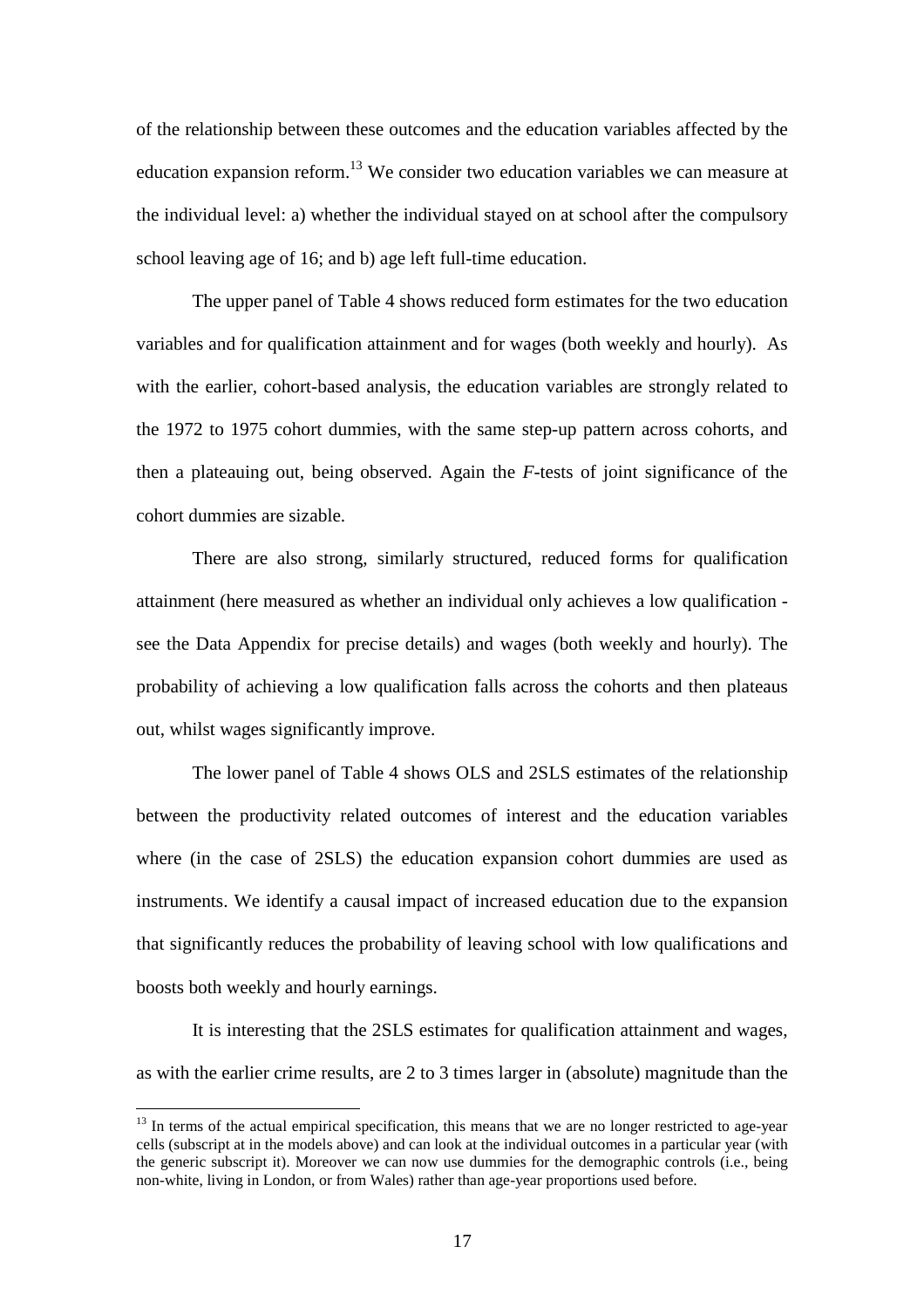of the relationship between these outcomes and the education variables affected by the education expansion reform.[13] We consider two education variables we can measure at the individual level: a) whether the individual stayed on at school after the compulsory school leaving age of 16; and b) age left full-time education.

The upper panel of Table 4 shows reduced form estimates for the two education variables and for qualification attainment and for wages (both weekly and hourly). As with the earlier, cohort-based analysis, the education variables are strongly related to the 1972 to 1975 cohort dummies, with the same step-up pattern across cohorts, and then a plateauing out, being observed. Again the *F*-tests of joint significance of the cohort dummies are sizable.

There are also strong, similarly structured, reduced forms for qualification attainment (here measured as whether an individual only achieves a low qualification - see the Data Appendix for precise details) and wages (both weekly and hourly). The probability of achieving a low qualification falls across the cohorts and then plateaus out, whilst wages significantly improve.

The lower panel of Table 4 shows OLS and 2SLS estimates of the relationship between the productivity related outcomes of interest and the education variables where (in the case of 2SLS) the education expansion cohort dummies are used as instruments. We identify a causal impact of increased education due to the expansion that significantly reduces the probability of leaving school with low qualifications and boosts both weekly and hourly earnings.

It is interesting that the 2SLS estimates for qualification attainment and wages, as with the earlier crime results, are 2 to 3 times larger in (absolute) magnitude than the

[13] In terms of the actual empirical specification, this means that we are no longer restricted to age-year cells (subscript at in the models above) and can look at the individual outcomes in a particular year (with the generic subscript it). Moreover we can now use dummies for the demographic controls (i.e., being non-white, living in London, or from Wales) rather than age-year proportions used before.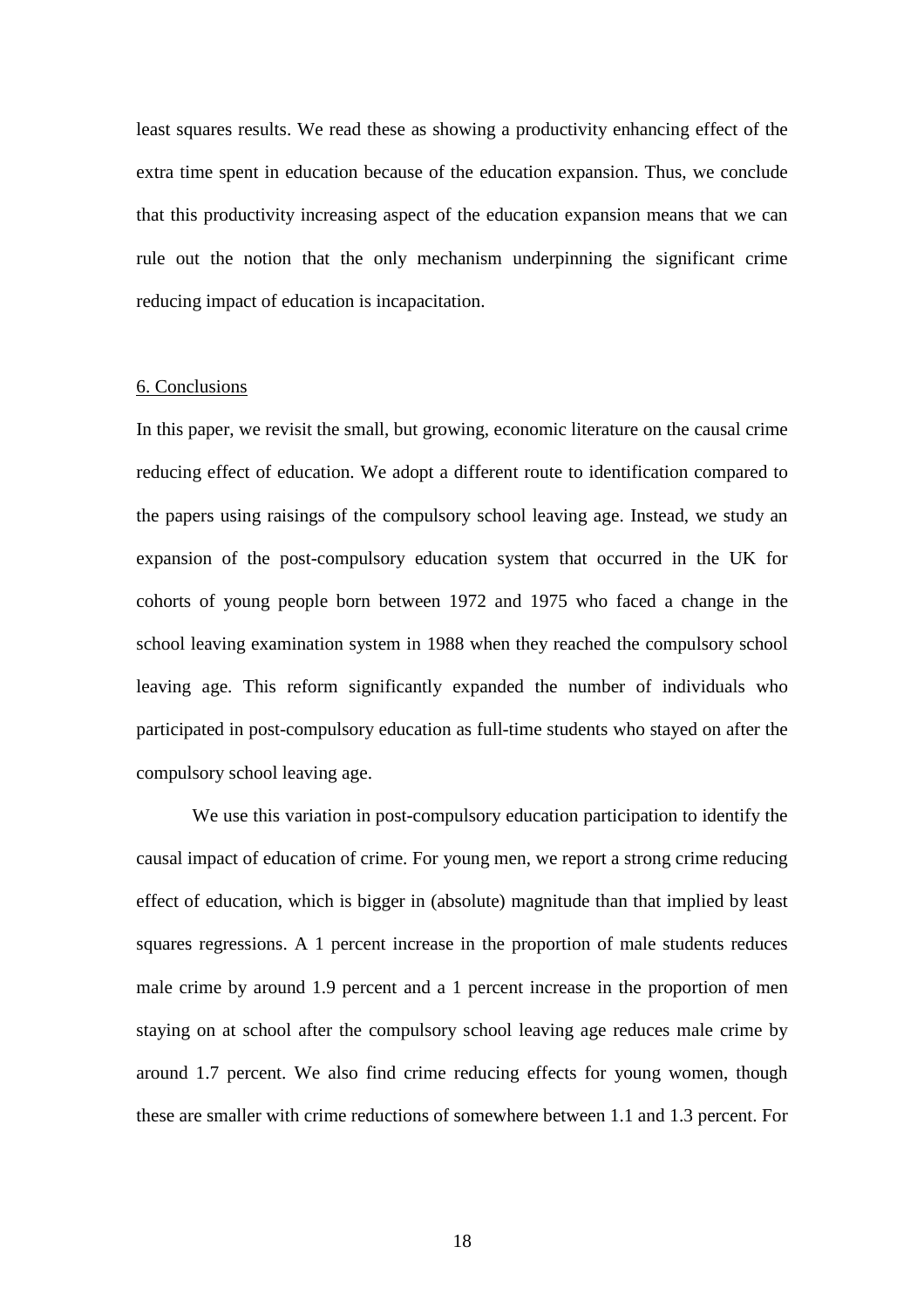least squares results. We read these as showing a productivity enhancing effect of the extra time spent in education because of the education expansion. Thus, we conclude that this productivity increasing aspect of the education expansion means that we can rule out the notion that the only mechanism underpinning the significant crime reducing impact of education is incapacitation.

## 6. Conclusions

In this paper, we revisit the small, but growing, economic literature on the causal crime reducing effect of education. We adopt a different route to identification compared to the papers using raisings of the compulsory school leaving age. Instead, we study an expansion of the post-compulsory education system that occurred in the UK for cohorts of young people born between 1972 and 1975 who faced a change in the school leaving examination system in 1988 when they reached the compulsory school leaving age. This reform significantly expanded the number of individuals who participated in post-compulsory education as full-time students who stayed on after the compulsory school leaving age.

We use this variation in post-compulsory education participation to identify the causal impact of education of crime. For young men, we report a strong crime reducing effect of education, which is bigger in (absolute) magnitude than that implied by least squares regressions. A 1 percent increase in the proportion of male students reduces male crime by around 1.9 percent and a 1 percent increase in the proportion of men staying on at school after the compulsory school leaving age reduces male crime by around 1.7 percent. We also find crime reducing effects for young women, though these are smaller with crime reductions of somewhere between 1.1 and 1.3 percent. For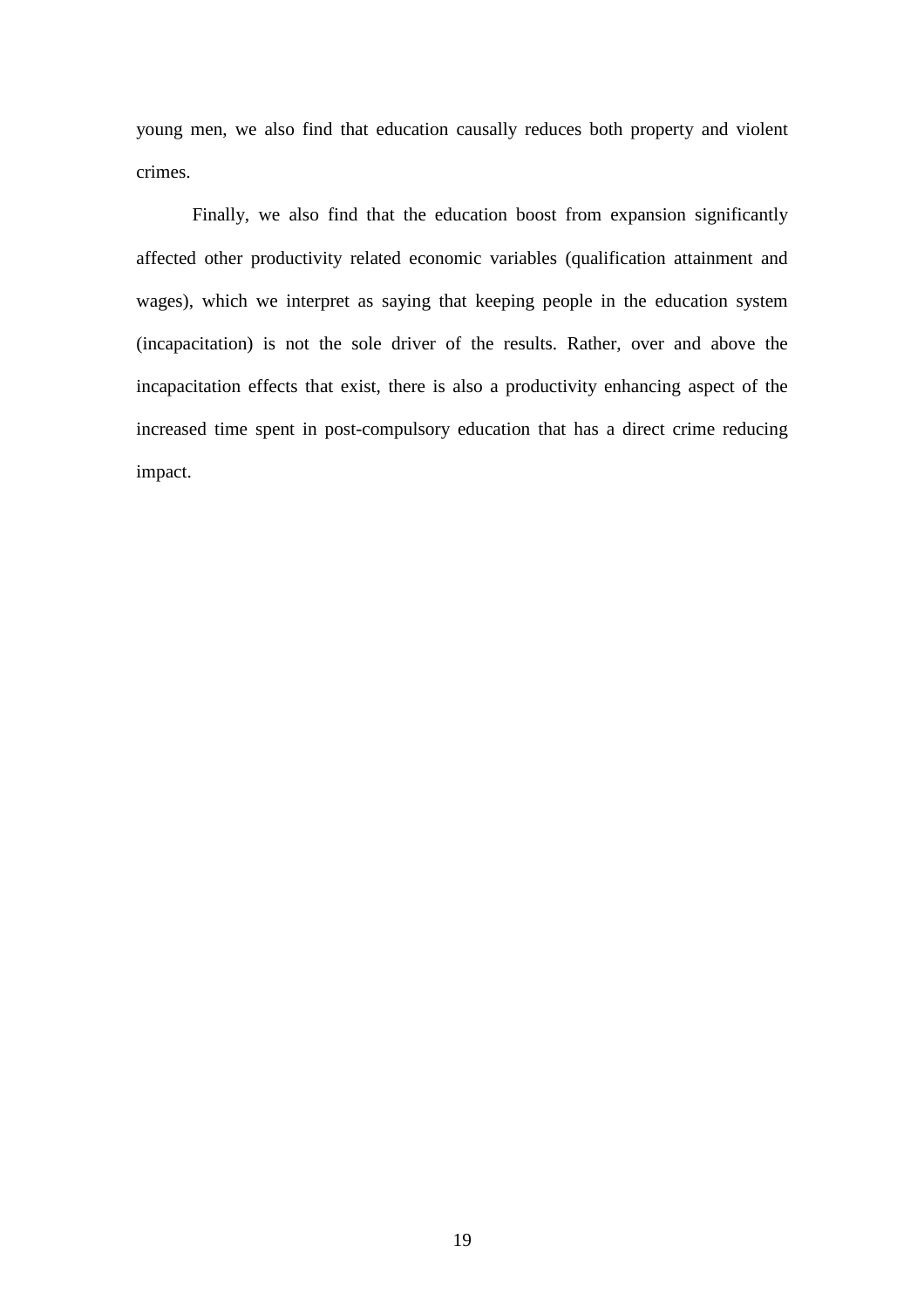young men, we also find that education causally reduces both property and violent crimes.

Finally, we also find that the education boost from expansion significantly affected other productivity related economic variables (qualification attainment and wages), which we interpret as saying that keeping people in the education system (incapacitation) is not the sole driver of the results. Rather, over and above the incapacitation effects that exist, there is also a productivity enhancing aspect of the increased time spent in post-compulsory education that has a direct crime reducing impact.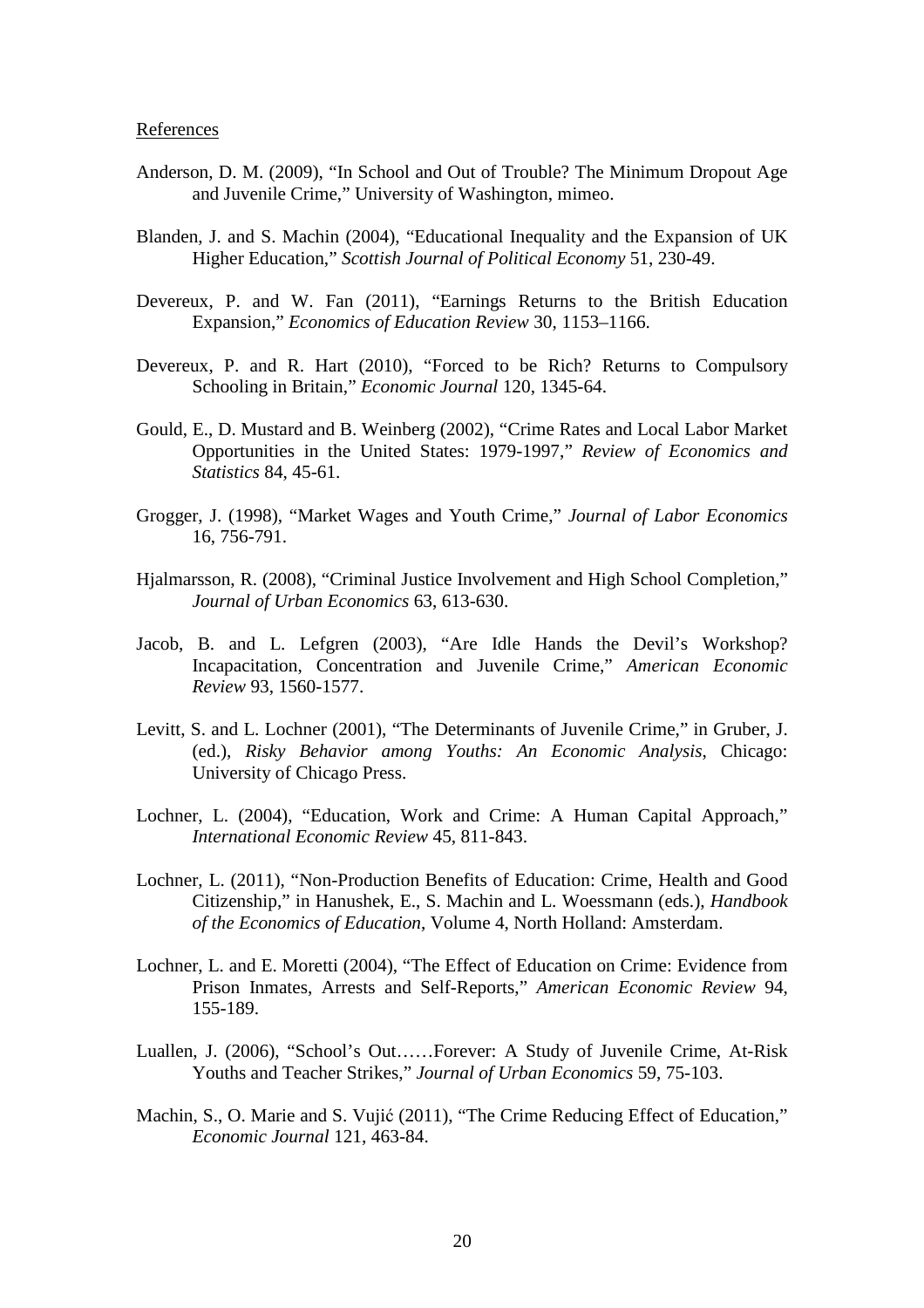References

Anderson, D. M. (2009), "In School and Out of Trouble? The Minimum Dropout Age and Juvenile Crime," University of Washington, mimeo.

Blanden, J. and S. Machin (2004), "Educational Inequality and the Expansion of UK Higher Education," *Scottish Journal of Political Economy* 51, 230-49.

Devereux, P. and W. Fan (2011), "Earnings Returns to the British Education Expansion," *Economics of Education Review* 30, 1153–1166.

Devereux, P. and R. Hart (2010), "Forced to be Rich? Returns to Compulsory Schooling in Britain," *Economic Journal* 120, 1345-64.

Gould, E., D. Mustard and B. Weinberg (2002), "Crime Rates and Local Labor Market Opportunities in the United States: 1979-1997," *Review of Economics and Statistics* 84, 45-61.

Grogger, J. (1998), "Market Wages and Youth Crime," *Journal of Labor Economics* 16, 756-791.

Hjalmarsson, R. (2008), "Criminal Justice Involvement and High School Completion," *Journal of Urban Economics* 63, 613-630.

Jacob, B. and L. Lefgren (2003), "Are Idle Hands the Devil's Workshop? Incapacitation, Concentration and Juvenile Crime," *American Economic Review* 93, 1560-1577.

Levitt, S. and L. Lochner (2001), "The Determinants of Juvenile Crime," in Gruber, J. (ed.), *Risky Behavior among Youths: An Economic Analysis*, Chicago: University of Chicago Press.

Lochner, L. (2004), "Education, Work and Crime: A Human Capital Approach," *International Economic Review* 45, 811-843.

Lochner, L. (2011), "Non-Production Benefits of Education: Crime, Health and Good Citizenship," in Hanushek, E., S. Machin and L. Woessmann (eds.), *Handbook of the Economics of Education*, Volume 4, North Holland: Amsterdam.

Lochner, L. and E. Moretti (2004), "The Effect of Education on Crime: Evidence from Prison Inmates, Arrests and Self-Reports," *American Economic Review* 94, 155-189.

Luallen, J. (2006), "School's Out……Forever: A Study of Juvenile Crime, At-Risk Youths and Teacher Strikes," *Journal of Urban Economics* 59, 75-103.

Machin, S., O. Marie and S. Vujić (2011), "The Crime Reducing Effect of Education," *Economic Journal* 121, 463-84.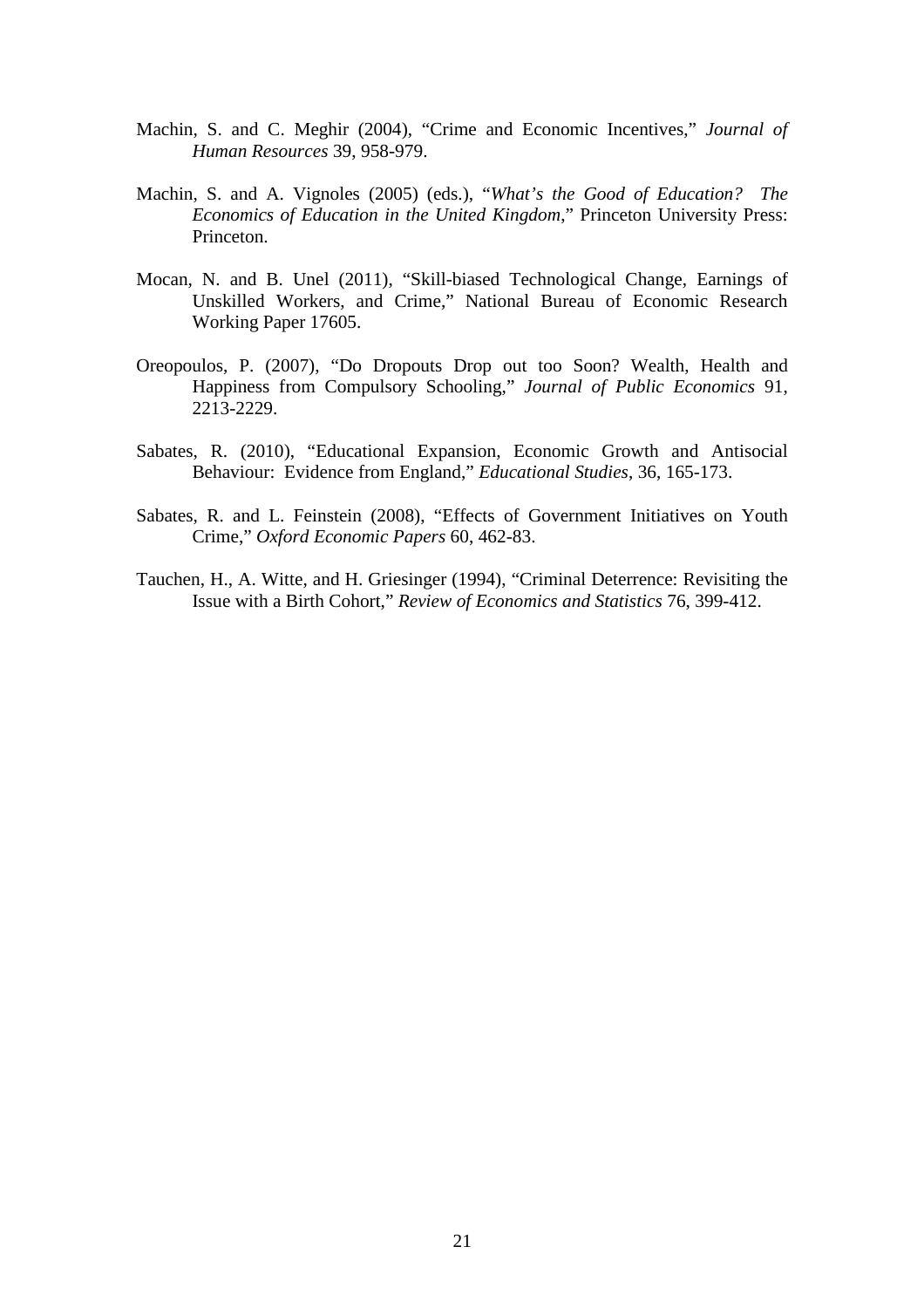Machin, S. and C. Meghir (2004), "Crime and Economic Incentives," *Journal of Human Resources* 39, 958-979.

Machin, S. and A. Vignoles (2005) (eds.), "*What's the Good of Education? The Economics of Education in the United Kingdom*," Princeton University Press: Princeton.

Mocan, N. and B. Unel (2011), "Skill-biased Technological Change, Earnings of Unskilled Workers, and Crime," National Bureau of Economic Research Working Paper 17605.

Oreopoulos, P. (2007), "Do Dropouts Drop out too Soon? Wealth, Health and Happiness from Compulsory Schooling," *Journal of Public Economics* 91, 2213-2229.

Sabates, R. (2010), "Educational Expansion, Economic Growth and Antisocial Behaviour: Evidence from England," *Educational Studies*, 36, 165-173.

Sabates, R. and L. Feinstein (2008), "Effects of Government Initiatives on Youth Crime," *Oxford Economic Papers* 60, 462-83.

Tauchen, H., A. Witte, and H. Griesinger (1994), "Criminal Deterrence: Revisiting the Issue with a Birth Cohort," *Review of Economics and Statistics* 76, 399-412.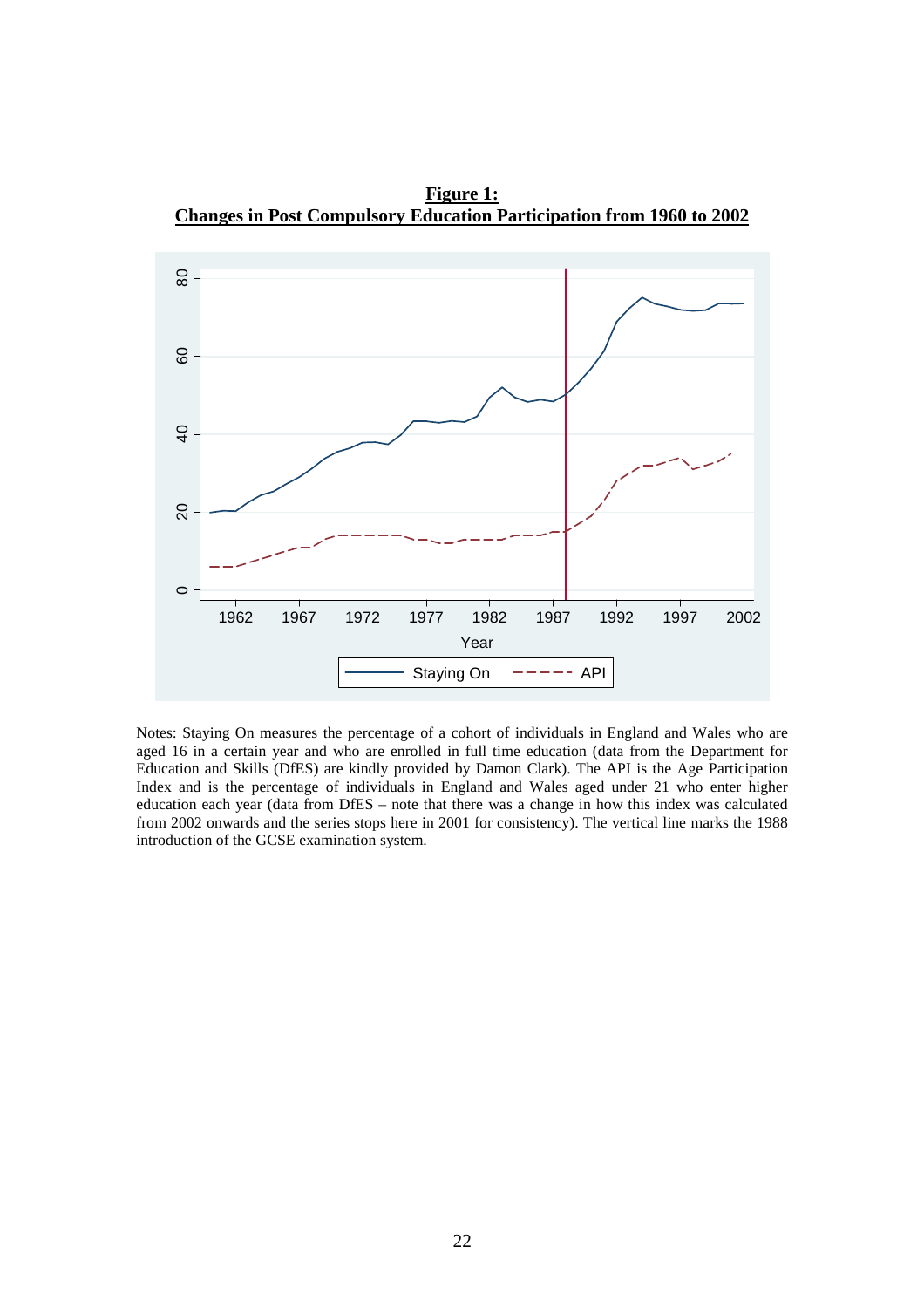**Figure 1:**
**Changes in Post Compulsory Education Participation from 1960 to 2002**

Notes: Staying On measures the percentage of a cohort of individuals in England and Wales who are aged 16 in a certain year and who are enrolled in full time education (data from the Department for Education and Skills (DfES) are kindly provided by Damon Clark). The API is the Age Participation Index and is the percentage of individuals in England and Wales aged under 21 who enter higher education each year (data from DfES – note that there was a change in how this index was calculated from 2002 onwards and the series stops here in 2001 for consistency). The vertical line marks the 1988 introduction of the GCSE examination system.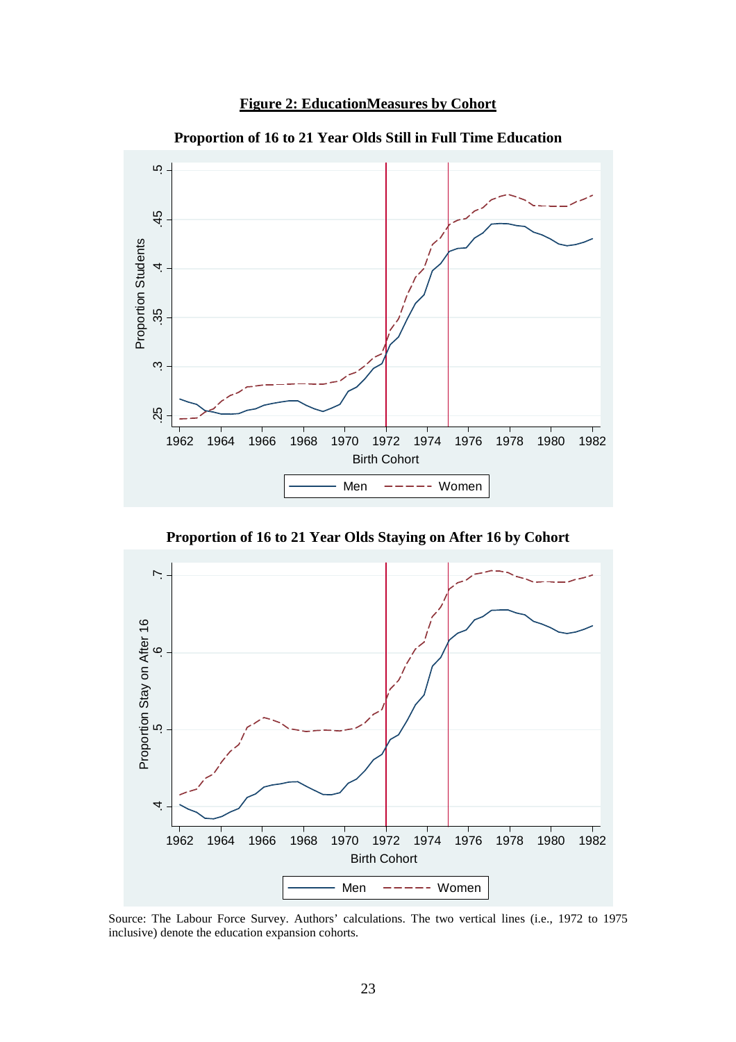**Figure 2: EducationMeasures by Cohort**

**Proportion of 16 to 21 Year Olds Still in Full Time Education**

**Proportion of 16 to 21 Year Olds Staying on After 16 by Cohort**

Source: The Labour Force Survey. Authors' calculations. The two vertical lines (i.e., 1972 to 1975 inclusive) denote the education expansion cohorts.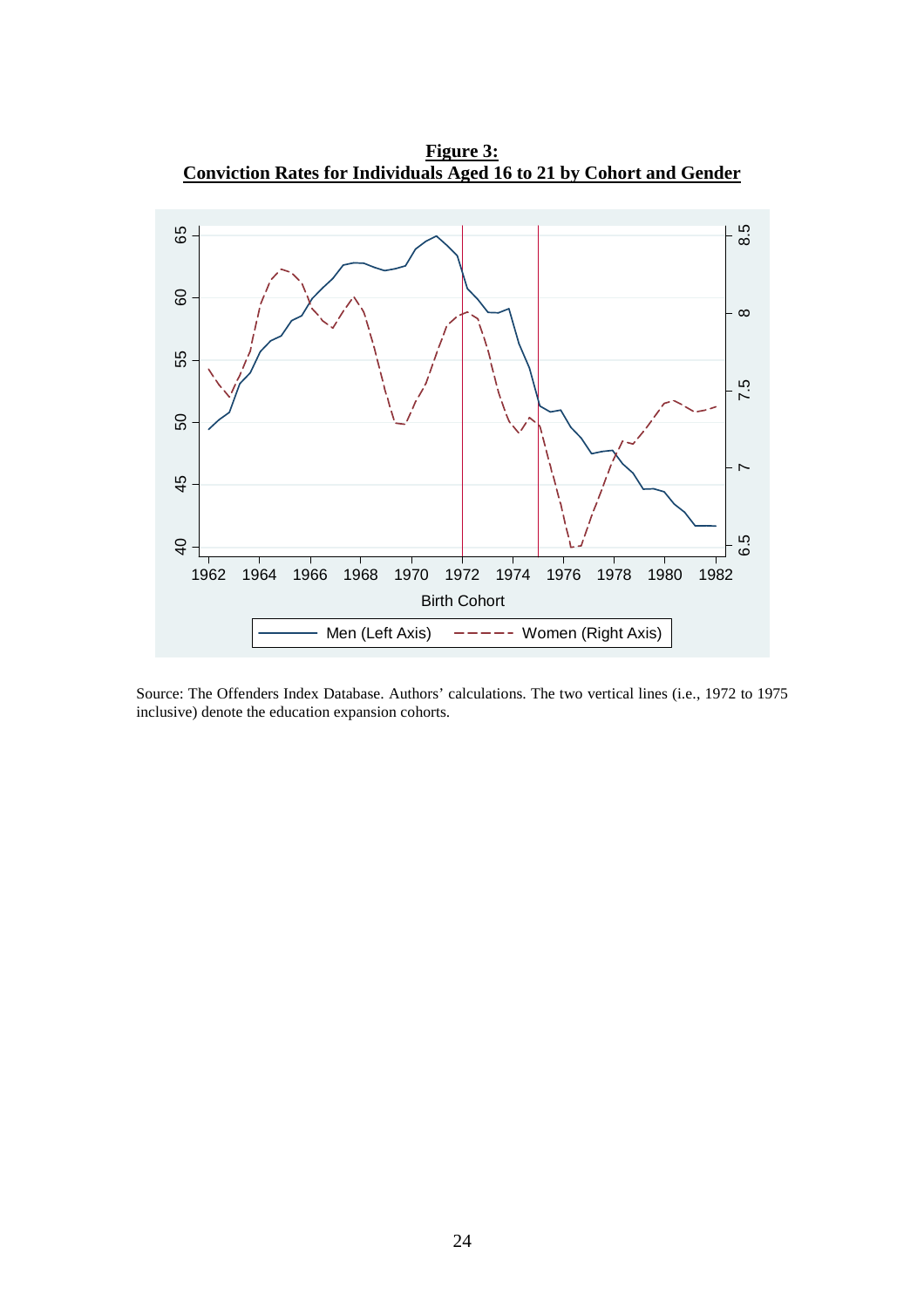**Figure 3:**
**Conviction Rates for Individuals Aged 16 to 21 by Cohort and Gender**

Source: The Offenders Index Database. Authors' calculations. The two vertical lines (i.e., 1972 to 1975 inclusive) denote the education expansion cohorts.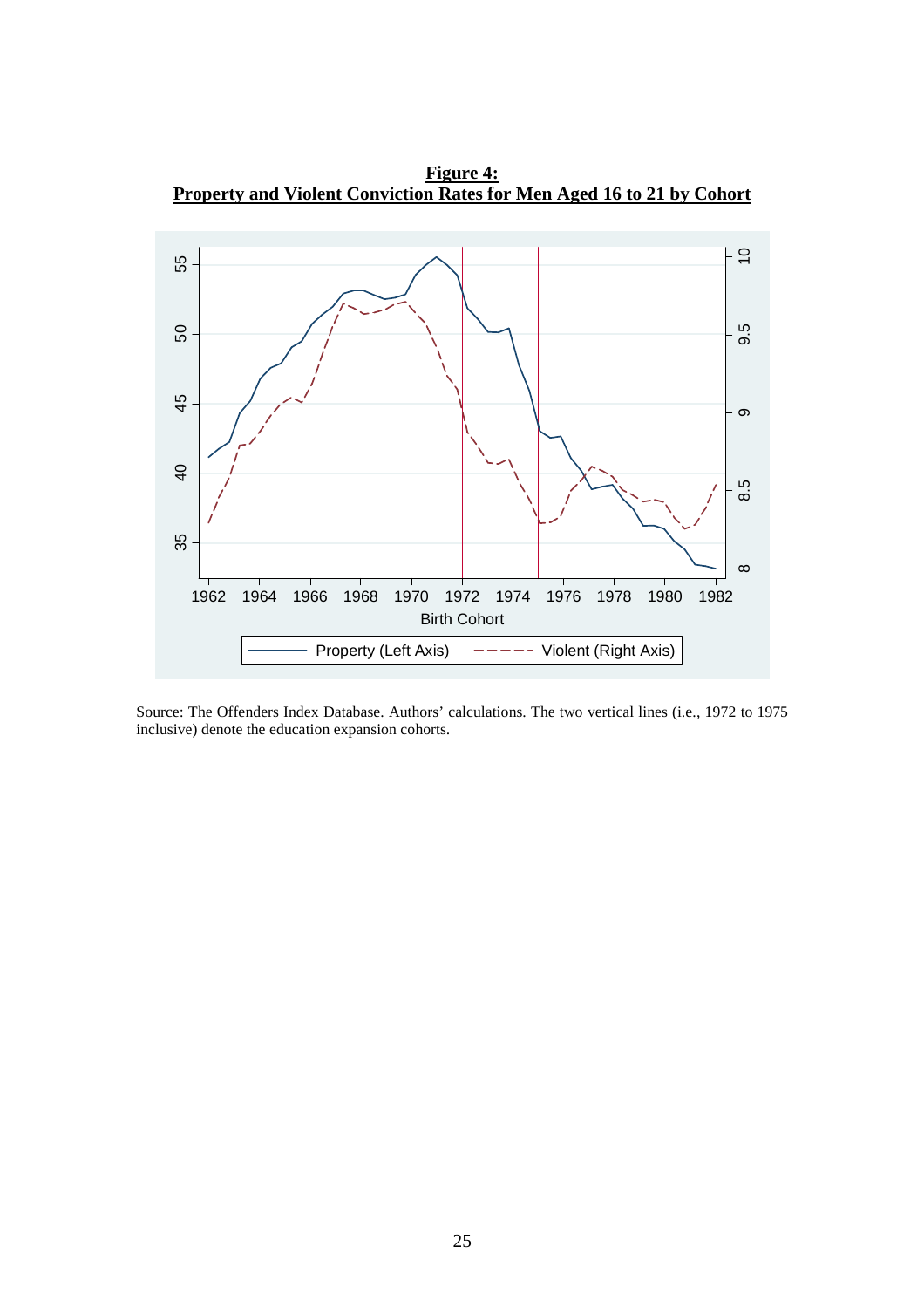**Figure 4:**
**Property and Violent Conviction Rates for Men Aged 16 to 21 by Cohort**

Source: The Offenders Index Database. Authors' calculations. The two vertical lines (i.e., 1972 to 1975 inclusive) denote the education expansion cohorts.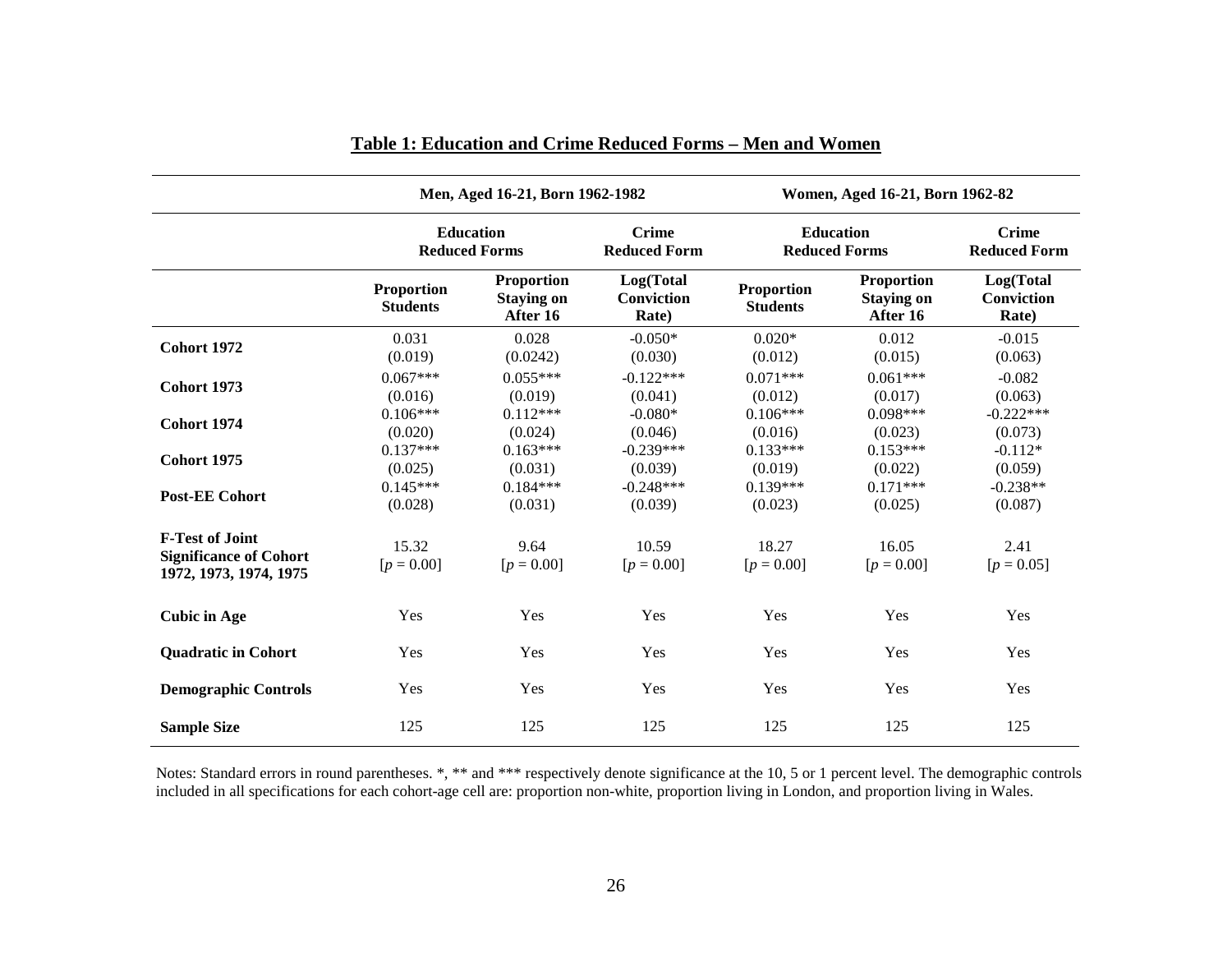**Table 1: Education and Crime Reduced Forms – Men and Women**

| | Men, Aged 16-21, Born 1962-1982 | | | Women, Aged 16-21, Born 1962-82 | | |
|---|---|---|---|---|---|---|
| | Education Reduced Forms | | Crime Reduced Form | Education Reduced Forms | | Crime Reduced Form |
| | Proportion Students | Proportion Staying on After 16 | Log(Total Conviction Rate) | Proportion Students | Proportion Staying on After 16 | Log(Total Conviction Rate) |
| **Cohort 1972** | 0.031 (0.019) | 0.028 (0.0242) | -0.050* (0.030) | 0.020* (0.012) | 0.012 (0.015) | -0.015 (0.063) |
| **Cohort 1973** | 0.067*** (0.016) | 0.055*** (0.019) | -0.122*** (0.041) | 0.071*** (0.012) | 0.061*** (0.017) | -0.082 (0.063) |
| **Cohort 1974** | 0.106*** (0.020) | 0.112*** (0.024) | -0.080* (0.046) | 0.106*** (0.016) | 0.098*** (0.023) | -0.222*** (0.073) |
| **Cohort 1975** | 0.137*** (0.025) | 0.163*** (0.031) | -0.239*** (0.039) | 0.133*** (0.019) | 0.153*** (0.022) | -0.112* (0.059) |
| **Post-EE Cohort** | 0.145*** (0.028) | 0.184*** (0.031) | -0.248*** (0.039) | 0.139*** (0.023) | 0.171*** (0.025) | -0.238** (0.087) |
| **F-Test of Joint Significance of Cohort 1972, 1973, 1974, 1975** | 15.32 [$p$ = 0.00] | 9.64 [$p$ = 0.00] | 10.59 [$p$ = 0.00] | 18.27 [$p$ = 0.00] | 16.05 [$p$ = 0.00] | 2.41 [$p$ = 0.05] |
| **Cubic in Age** | Yes | Yes | Yes | Yes | Yes | Yes |
| **Quadratic in Cohort** | Yes | Yes | Yes | Yes | Yes | Yes |
| **Demographic Controls** | Yes | Yes | Yes | Yes | Yes | Yes |
| **Sample Size** | 125 | 125 | 125 | 125 | 125 | 125 |

Notes: Standard errors in round parentheses. *, ** and *** respectively denote significance at the 10, 5 or 1 percent level. The demographic controls included in all specifications for each cohort-age cell are: proportion non-white, proportion living in London, and proportion living in Wales.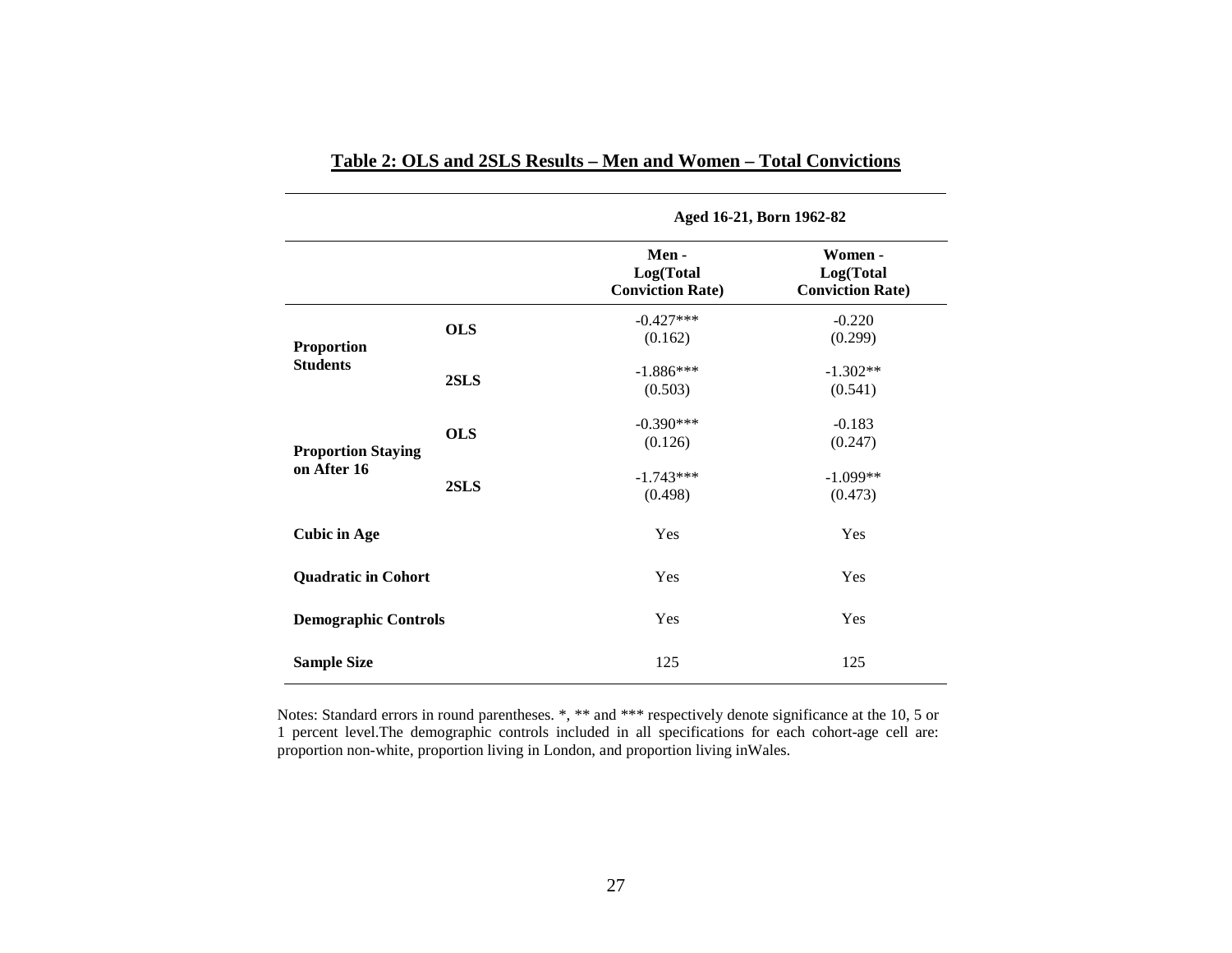**Table 2: OLS and 2SLS Results – Men and Women – Total Convictions**

| | | Aged 16-21, Born 1962-82 | |
|---|---|---|---|
| | | **Men - Log(Total Conviction Rate)** | **Women - Log(Total Conviction Rate)** |
| **Proportion Students** | **OLS** | -0.427*** | -0.220 |
| | | (0.162) | (0.299) |
| | **2SLS** | -1.886*** | -1.302** |
| | | (0.503) | (0.541) |
| **Proportion Staying on After 16** | **OLS** | -0.390*** | -0.183 |
| | | (0.126) | (0.247) |
| | **2SLS** | -1.743*** | -1.099** |
| | | (0.498) | (0.473) |
| **Cubic in Age** | | Yes | Yes |
| **Quadratic in Cohort** | | Yes | Yes |
| **Demographic Controls** | | Yes | Yes |
| **Sample Size** | | 125 | 125 |

Notes: Standard errors in round parentheses. *, ** and *** respectively denote significance at the 10, 5 or 1 percent level.The demographic controls included in all specifications for each cohort-age cell are: proportion non-white, proportion living in London, and proportion living inWales.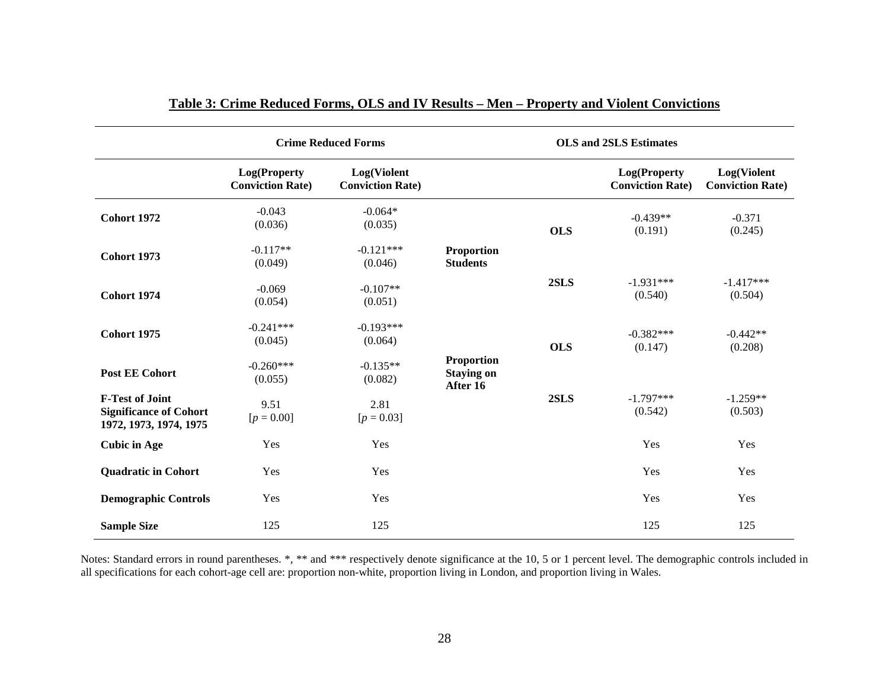**Table 3: Crime Reduced Forms, OLS and IV Results – Men – Property and Violent Convictions**

| | Crime Reduced Forms | | OLS and 2SLS Estimates | | | |
|---|---|---|---|---|---|---|
| | **Log(Property Conviction Rate)** | **Log(Violent Conviction Rate)** | | | **Log(Property Conviction Rate)** | **Log(Violent Conviction Rate)** |
| **Cohort 1972** | -0.043 (0.036) | -0.064* (0.035) | **Proportion Students** | **OLS** | -0.439** (0.191) | -0.371 (0.245) |
| **Cohort 1973** | -0.117** (0.049) | -0.121*** (0.046) | | | | |
| **Cohort 1974** | -0.069 (0.054) | -0.107** (0.051) | | **2SLS** | -1.931*** (0.540) | -1.417*** (0.504) |
| **Cohort 1975** | -0.241*** (0.045) | -0.193*** (0.064) | **Proportion Staying on After 16** | **OLS** | -0.382*** (0.147) | -0.442** (0.208) |
| **Post EE Cohort** | -0.260*** (0.055) | -0.135** (0.082) | | | | |
| **F-Test of Joint Significance of Cohort 1972, 1973, 1974, 1975** | 9.51 [$p$ = 0.00] | 2.81 [$p$ = 0.03] | | **2SLS** | -1.797*** (0.542) | -1.259** (0.503) |
| **Cubic in Age** | Yes | Yes | | | Yes | Yes |
| **Quadratic in Cohort** | Yes | Yes | | | Yes | Yes |
| **Demographic Controls** | Yes | Yes | | | Yes | Yes |
| **Sample Size** | 125 | 125 | | | 125 | 125 |

Notes: Standard errors in round parentheses. *, ** and *** respectively denote significance at the 10, 5 or 1 percent level. The demographic controls included in all specifications for each cohort-age cell are: proportion non-white, proportion living in London, and proportion living in Wales.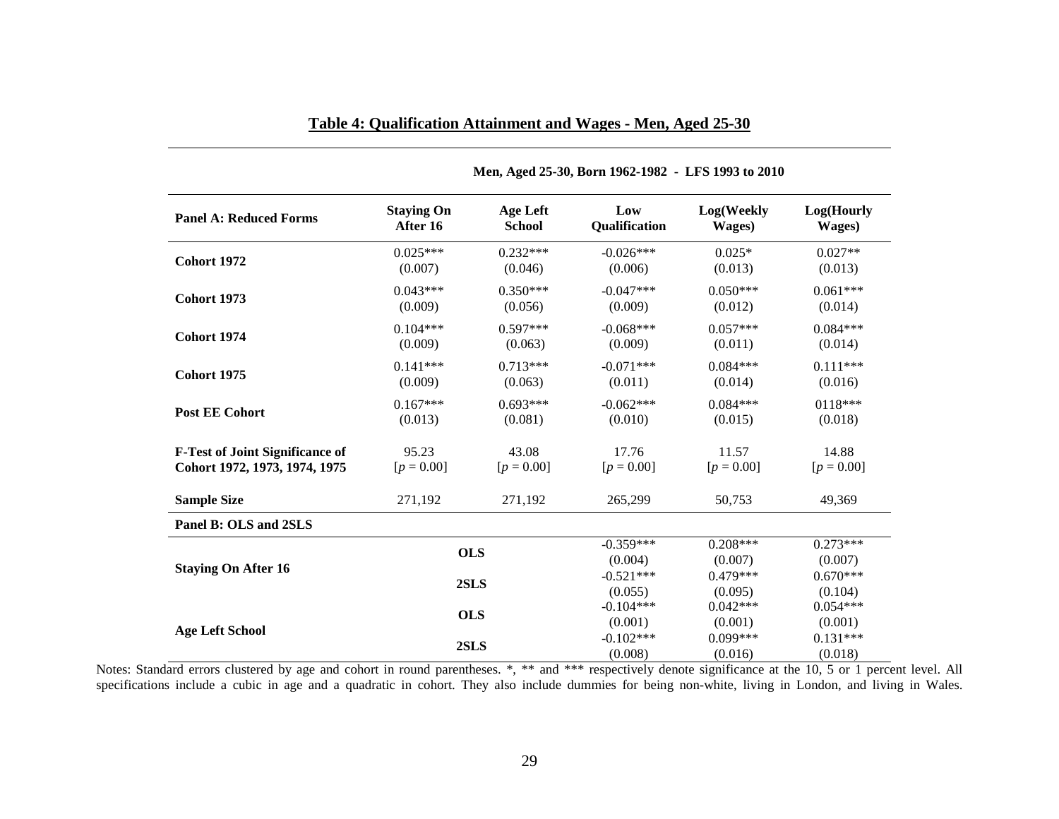## Table 4: Qualification Attainment and Wages - Men, Aged 25-30

| | Men, Aged 25-30, Born 1962-1982 - LFS 1993 to 2010 | | | | |
|---|---|---|---|---|---|
| **Panel A: Reduced Forms** | **Staying On After 16** | **Age Left School** | **Low Qualification** | **Log(Weekly Wages)** | **Log(Hourly Wages)** |
| **Cohort 1972** | 0.025*** | 0.232*** | -0.026*** | 0.025* | 0.027** |
| | (0.007) | (0.046) | (0.006) | (0.013) | (0.013) |
| **Cohort 1973** | 0.043*** | 0.350*** | -0.047*** | 0.050*** | 0.061*** |
| | (0.009) | (0.056) | (0.009) | (0.012) | (0.014) |
| **Cohort 1974** | 0.104*** | 0.597*** | -0.068*** | 0.057*** | 0.084*** |
| | (0.009) | (0.063) | (0.009) | (0.011) | (0.014) |
| **Cohort 1975** | 0.141*** | 0.713*** | -0.071*** | 0.084*** | 0.111*** |
| | (0.009) | (0.063) | (0.011) | (0.014) | (0.016) |
| **Post EE Cohort** | 0.167*** | 0.693*** | -0.062*** | 0.084*** | 0118*** |
| | (0.013) | (0.081) | (0.010) | (0.015) | (0.018) |
| **F-Test of Joint Significance of Cohort 1972, 1973, 1974, 1975** | 95.23 [*p* = 0.00] | 43.08 [*p* = 0.00] | 17.76 [*p* = 0.00] | 11.57 [*p* = 0.00] | 14.88 [*p* = 0.00] |
| **Sample Size** | 271,192 | 271,192 | 265,299 | 50,753 | 49,369 |
| **Panel B: OLS and 2SLS** | | | | | |
| **Staying On After 16** | **OLS** | | -0.359*** | 0.208*** | 0.273*** |
| | | | (0.004) | (0.007) | (0.007) |
| | **2SLS** | | -0.521*** | 0.479*** | 0.670*** |
| | | | (0.055) | (0.095) | (0.104) |
| **Age Left School** | **OLS** | | -0.104*** | 0.042*** | 0.054*** |
| | | | (0.001) | (0.001) | (0.001) |
| | **2SLS** | | -0.102*** | 0.099*** | 0.131*** |
| | | | (0.008) | (0.016) | (0.018) |

Notes: Standard errors clustered by age and cohort in round parentheses. *, ** and *** respectively denote significance at the 10, 5 or 1 percent level. All specifications include a cubic in age and a quadratic in cohort. They also include dummies for being non-white, living in London, and living in Wales.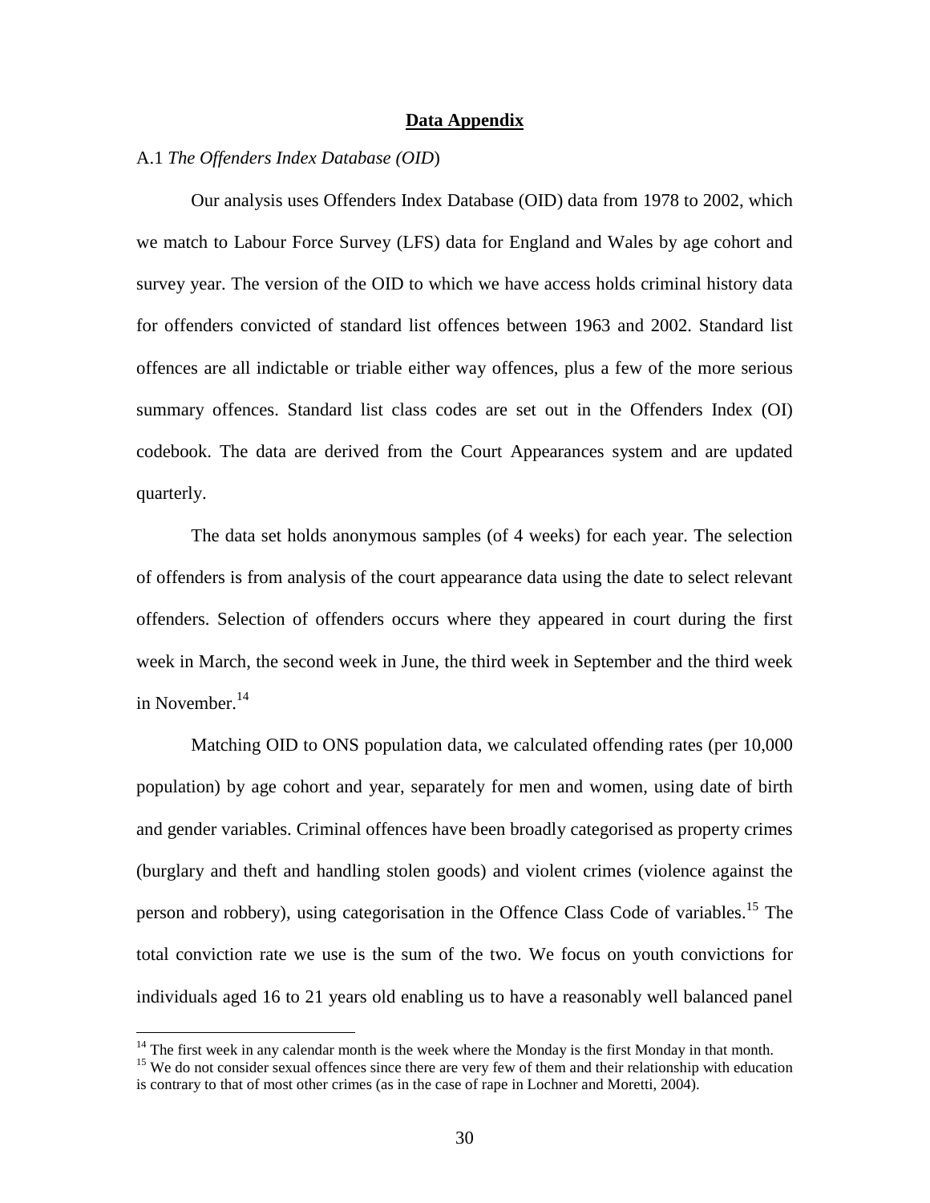## Data Appendix

A.1 *The Offenders Index Database (OID*)

Our analysis uses Offenders Index Database (OID) data from 1978 to 2002, which we match to Labour Force Survey (LFS) data for England and Wales by age cohort and survey year. The version of the OID to which we have access holds criminal history data for offenders convicted of standard list offences between 1963 and 2002. Standard list offences are all indictable or triable either way offences, plus a few of the more serious summary offences. Standard list class codes are set out in the Offenders Index (OI) codebook. The data are derived from the Court Appearances system and are updated quarterly.

The data set holds anonymous samples (of 4 weeks) for each year. The selection of offenders is from analysis of the court appearance data using the date to select relevant offenders. Selection of offenders occurs where they appeared in court during the first week in March, the second week in June, the third week in September and the third week in November.[14]

Matching OID to ONS population data, we calculated offending rates (per 10,000 population) by age cohort and year, separately for men and women, using date of birth and gender variables. Criminal offences have been broadly categorised as property crimes (burglary and theft and handling stolen goods) and violent crimes (violence against the person and robbery), using categorisation in the Offence Class Code of variables.[15] The total conviction rate we use is the sum of the two. We focus on youth convictions for individuals aged 16 to 21 years old enabling us to have a reasonably well balanced panel

[14] The first week in any calendar month is the week where the Monday is the first Monday in that month.

[15] We do not consider sexual offences since there are very few of them and their relationship with education is contrary to that of most other crimes (as in the case of rape in Lochner and Moretti, 2004).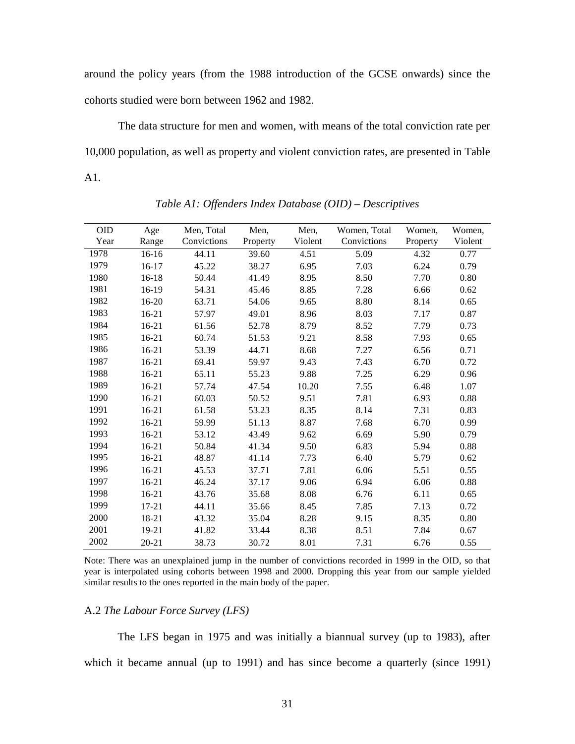around the policy years (from the 1988 introduction of the GCSE onwards) since the cohorts studied were born between 1962 and 1982.

The data structure for men and women, with means of the total conviction rate per 10,000 population, as well as property and violent conviction rates, are presented in Table A1.

*Table A1: Offenders Index Database (OID) – Descriptives*

| OID Year | Age Range | Men, Total Convictions | Men, Property | Men, Violent | Women, Total Convictions | Women, Property | Women, Violent |
|---|---|---|---|---|---|---|---|
| 1978 | 16-16 | 44.11 | 39.60 | 4.51 | 5.09 | 4.32 | 0.77 |
| 1979 | 16-17 | 45.22 | 38.27 | 6.95 | 7.03 | 6.24 | 0.79 |
| 1980 | 16-18 | 50.44 | 41.49 | 8.95 | 8.50 | 7.70 | 0.80 |
| 1981 | 16-19 | 54.31 | 45.46 | 8.85 | 7.28 | 6.66 | 0.62 |
| 1982 | 16-20 | 63.71 | 54.06 | 9.65 | 8.80 | 8.14 | 0.65 |
| 1983 | 16-21 | 57.97 | 49.01 | 8.96 | 8.03 | 7.17 | 0.87 |
| 1984 | 16-21 | 61.56 | 52.78 | 8.79 | 8.52 | 7.79 | 0.73 |
| 1985 | 16-21 | 60.74 | 51.53 | 9.21 | 8.58 | 7.93 | 0.65 |
| 1986 | 16-21 | 53.39 | 44.71 | 8.68 | 7.27 | 6.56 | 0.71 |
| 1987 | 16-21 | 69.41 | 59.97 | 9.43 | 7.43 | 6.70 | 0.72 |
| 1988 | 16-21 | 65.11 | 55.23 | 9.88 | 7.25 | 6.29 | 0.96 |
| 1989 | 16-21 | 57.74 | 47.54 | 10.20 | 7.55 | 6.48 | 1.07 |
| 1990 | 16-21 | 60.03 | 50.52 | 9.51 | 7.81 | 6.93 | 0.88 |
| 1991 | 16-21 | 61.58 | 53.23 | 8.35 | 8.14 | 7.31 | 0.83 |
| 1992 | 16-21 | 59.99 | 51.13 | 8.87 | 7.68 | 6.70 | 0.99 |
| 1993 | 16-21 | 53.12 | 43.49 | 9.62 | 6.69 | 5.90 | 0.79 |
| 1994 | 16-21 | 50.84 | 41.34 | 9.50 | 6.83 | 5.94 | 0.88 |
| 1995 | 16-21 | 48.87 | 41.14 | 7.73 | 6.40 | 5.79 | 0.62 |
| 1996 | 16-21 | 45.53 | 37.71 | 7.81 | 6.06 | 5.51 | 0.55 |
| 1997 | 16-21 | 46.24 | 37.17 | 9.06 | 6.94 | 6.06 | 0.88 |
| 1998 | 16-21 | 43.76 | 35.68 | 8.08 | 6.76 | 6.11 | 0.65 |
| 1999 | 17-21 | 44.11 | 35.66 | 8.45 | 7.85 | 7.13 | 0.72 |
| 2000 | 18-21 | 43.32 | 35.04 | 8.28 | 9.15 | 8.35 | 0.80 |
| 2001 | 19-21 | 41.82 | 33.44 | 8.38 | 8.51 | 7.84 | 0.67 |
| 2002 | 20-21 | 38.73 | 30.72 | 8.01 | 7.31 | 6.76 | 0.55 |

Note: There was an unexplained jump in the number of convictions recorded in 1999 in the OID, so that year is interpolated using cohorts between 1998 and 2000. Dropping this year from our sample yielded similar results to the ones reported in the main body of the paper.

### A.2 *The Labour Force Survey (LFS)*

The LFS began in 1975 and was initially a biannual survey (up to 1983), after which it became annual (up to 1991) and has since become a quarterly (since 1991)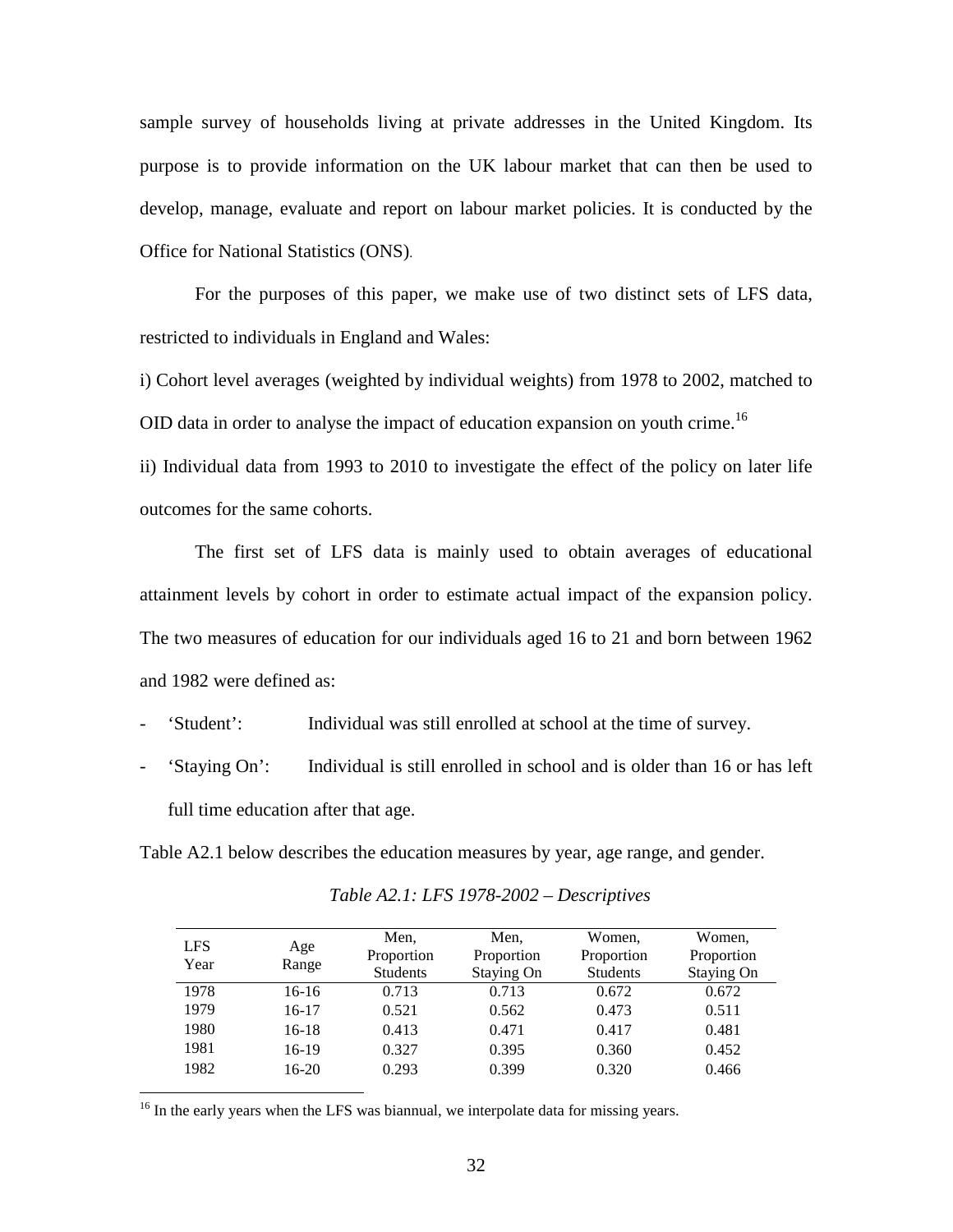sample survey of households living at private addresses in the United Kingdom. Its purpose is to provide information on the UK labour market that can then be used to develop, manage, evaluate and report on labour market policies. It is conducted by the Office for National Statistics (ONS).

For the purposes of this paper, we make use of two distinct sets of LFS data, restricted to individuals in England and Wales:

i) Cohort level averages (weighted by individual weights) from 1978 to 2002, matched to OID data in order to analyse the impact of education expansion on youth crime.[16]

ii) Individual data from 1993 to 2010 to investigate the effect of the policy on later life outcomes for the same cohorts.

The first set of LFS data is mainly used to obtain averages of educational attainment levels by cohort in order to estimate actual impact of the expansion policy. The two measures of education for our individuals aged 16 to 21 and born between 1962 and 1982 were defined as:

- 'Student': Individual was still enrolled at school at the time of survey.
- 'Staying On': Individual is still enrolled in school and is older than 16 or has left full time education after that age.

Table A2.1 below describes the education measures by year, age range, and gender.

*Table A2.1: LFS 1978-2002 – Descriptives*

| LFS Year | Age Range | Men, Proportion Students | Men, Proportion Staying On | Women, Proportion Students | Women, Proportion Staying On |
|---|---|---|---|---|---|
| 1978 | 16-16 | 0.713 | 0.713 | 0.672 | 0.672 |
| 1979 | 16-17 | 0.521 | 0.562 | 0.473 | 0.511 |
| 1980 | 16-18 | 0.413 | 0.471 | 0.417 | 0.481 |
| 1981 | 16-19 | 0.327 | 0.395 | 0.360 | 0.452 |
| 1982 | 16-20 | 0.293 | 0.399 | 0.320 | 0.466 |

[16] In the early years when the LFS was biannual, we interpolate data for missing years.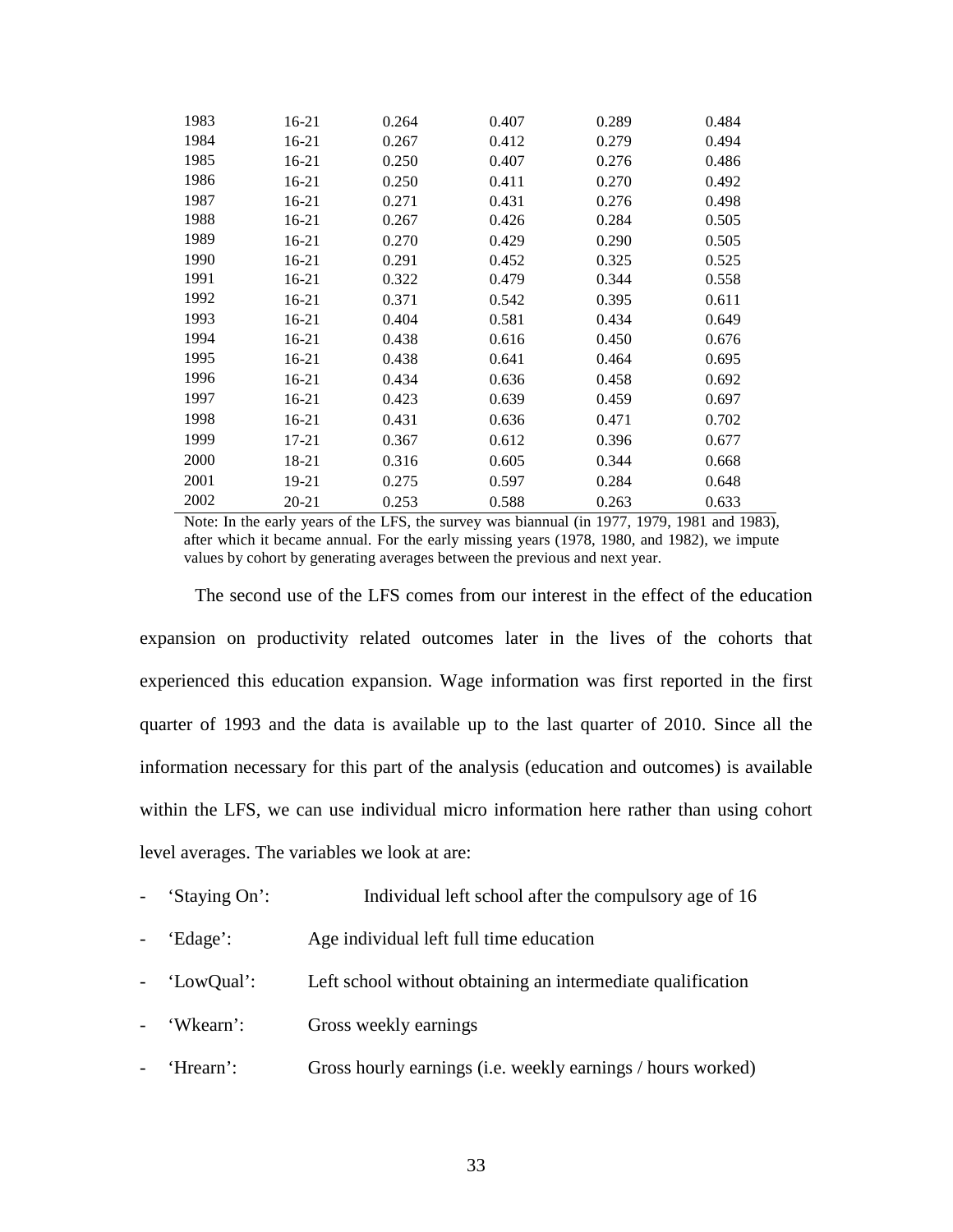| | | | | | |
|---|---|---|---|---|---|
| 1983 | 16-21 | 0.264 | 0.407 | 0.289 | 0.484 |
| 1984 | 16-21 | 0.267 | 0.412 | 0.279 | 0.494 |
| 1985 | 16-21 | 0.250 | 0.407 | 0.276 | 0.486 |
| 1986 | 16-21 | 0.250 | 0.411 | 0.270 | 0.492 |
| 1987 | 16-21 | 0.271 | 0.431 | 0.276 | 0.498 |
| 1988 | 16-21 | 0.267 | 0.426 | 0.284 | 0.505 |
| 1989 | 16-21 | 0.270 | 0.429 | 0.290 | 0.505 |
| 1990 | 16-21 | 0.291 | 0.452 | 0.325 | 0.525 |
| 1991 | 16-21 | 0.322 | 0.479 | 0.344 | 0.558 |
| 1992 | 16-21 | 0.371 | 0.542 | 0.395 | 0.611 |
| 1993 | 16-21 | 0.404 | 0.581 | 0.434 | 0.649 |
| 1994 | 16-21 | 0.438 | 0.616 | 0.450 | 0.676 |
| 1995 | 16-21 | 0.438 | 0.641 | 0.464 | 0.695 |
| 1996 | 16-21 | 0.434 | 0.636 | 0.458 | 0.692 |
| 1997 | 16-21 | 0.423 | 0.639 | 0.459 | 0.697 |
| 1998 | 16-21 | 0.431 | 0.636 | 0.471 | 0.702 |
| 1999 | 17-21 | 0.367 | 0.612 | 0.396 | 0.677 |
| 2000 | 18-21 | 0.316 | 0.605 | 0.344 | 0.668 |
| 2001 | 19-21 | 0.275 | 0.597 | 0.284 | 0.648 |
| 2002 | 20-21 | 0.253 | 0.588 | 0.263 | 0.633 |

Note: In the early years of the LFS, the survey was biannual (in 1977, 1979, 1981 and 1983), after which it became annual. For the early missing years (1978, 1980, and 1982), we impute values by cohort by generating averages between the previous and next year.

The second use of the LFS comes from our interest in the effect of the education expansion on productivity related outcomes later in the lives of the cohorts that experienced this education expansion. Wage information was first reported in the first quarter of 1993 and the data is available up to the last quarter of 2010. Since all the information necessary for this part of the analysis (education and outcomes) is available within the LFS, we can use individual micro information here rather than using cohort level averages. The variables we look at are:

- 'Staying On': Individual left school after the compulsory age of 16
- 'Edage': Age individual left full time education
- 'LowQual': Left school without obtaining an intermediate qualification
- 'Wkearn': Gross weekly earnings
- 'Hrearn': Gross hourly earnings (i.e. weekly earnings / hours worked)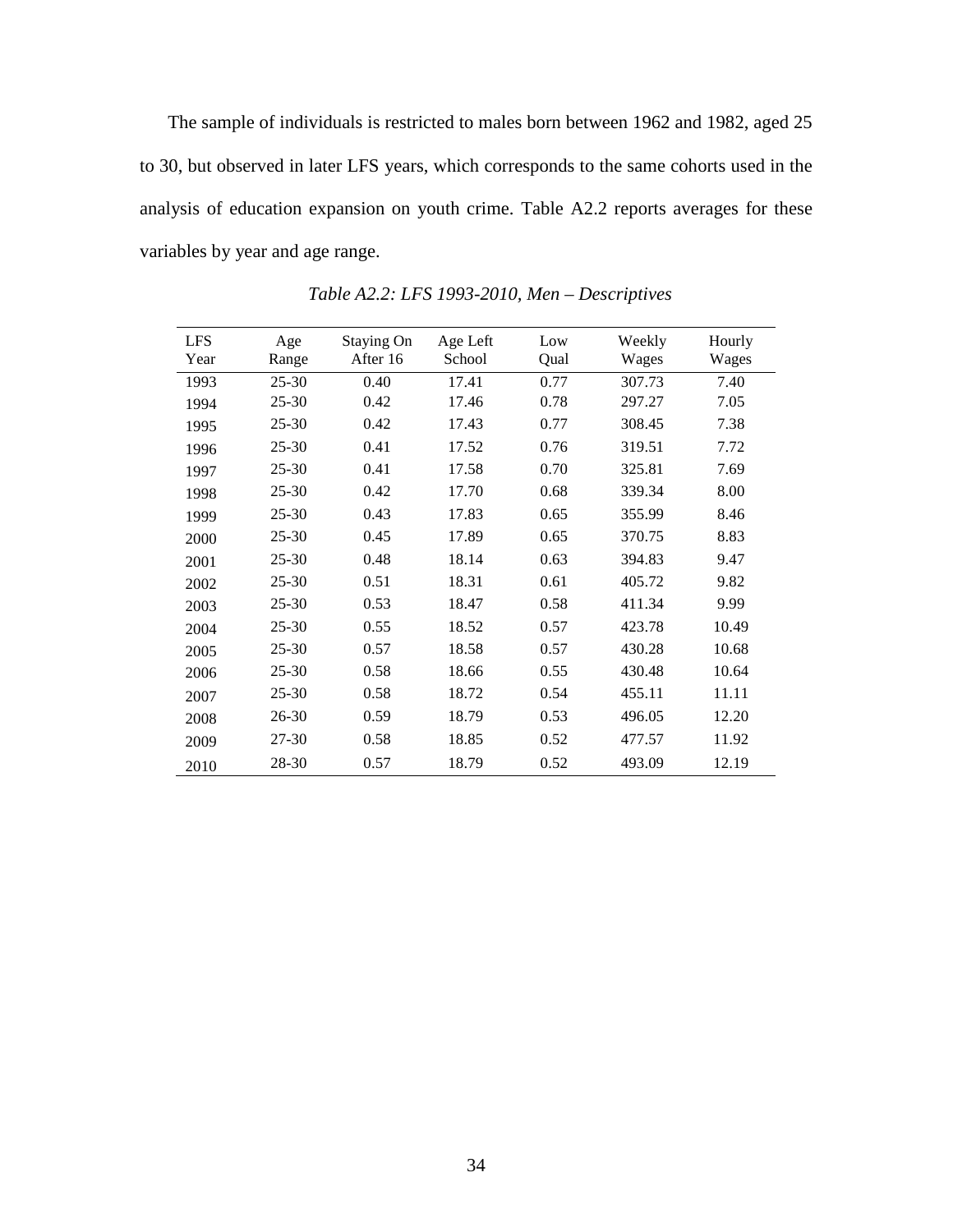The sample of individuals is restricted to males born between 1962 and 1982, aged 25 to 30, but observed in later LFS years, which corresponds to the same cohorts used in the analysis of education expansion on youth crime. Table A2.2 reports averages for these variables by year and age range.

*Table A2.2: LFS 1993-2010, Men – Descriptives*

| LFS Year | Age Range | Staying On After 16 | Age Left School | Low Qual | Weekly Wages | Hourly Wages |
|---|---|---|---|---|---|---|
| 1993 | 25-30 | 0.40 | 17.41 | 0.77 | 307.73 | 7.40 |
| 1994 | 25-30 | 0.42 | 17.46 | 0.78 | 297.27 | 7.05 |
| 1995 | 25-30 | 0.42 | 17.43 | 0.77 | 308.45 | 7.38 |
| 1996 | 25-30 | 0.41 | 17.52 | 0.76 | 319.51 | 7.72 |
| 1997 | 25-30 | 0.41 | 17.58 | 0.70 | 325.81 | 7.69 |
| 1998 | 25-30 | 0.42 | 17.70 | 0.68 | 339.34 | 8.00 |
| 1999 | 25-30 | 0.43 | 17.83 | 0.65 | 355.99 | 8.46 |
| 2000 | 25-30 | 0.45 | 17.89 | 0.65 | 370.75 | 8.83 |
| 2001 | 25-30 | 0.48 | 18.14 | 0.63 | 394.83 | 9.47 |
| 2002 | 25-30 | 0.51 | 18.31 | 0.61 | 405.72 | 9.82 |
| 2003 | 25-30 | 0.53 | 18.47 | 0.58 | 411.34 | 9.99 |
| 2004 | 25-30 | 0.55 | 18.52 | 0.57 | 423.78 | 10.49 |
| 2005 | 25-30 | 0.57 | 18.58 | 0.57 | 430.28 | 10.68 |
| 2006 | 25-30 | 0.58 | 18.66 | 0.55 | 430.48 | 10.64 |
| 2007 | 25-30 | 0.58 | 18.72 | 0.54 | 455.11 | 11.11 |
| 2008 | 26-30 | 0.59 | 18.79 | 0.53 | 496.05 | 12.20 |
| 2009 | 27-30 | 0.58 | 18.85 | 0.52 | 477.57 | 11.92 |
| 2010 | 28-30 | 0.57 | 18.79 | 0.52 | 493.09 | 12.19 |